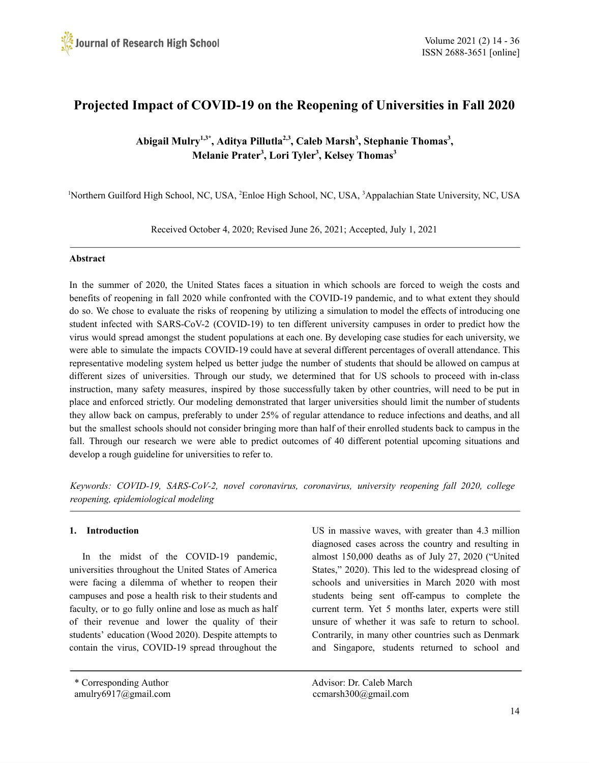# Projected Impact of COVID-19 on the Reopening of Universities in Fall 2020

**Abigail Mulry[1,3*], Aditya Pillutla[2,3], Caleb Marsh[3], Stephanie Thomas[3], Melanie Prater[3], Lori Tyler[3], Kelsey Thomas[3]**

[1]Northern Guilford High School, NC, USA, [2]Enloe High School, NC, USA, [3]Appalachian State University, NC, USA

Received October 4, 2020; Revised June 26, 2021; Accepted, July 1, 2021

## Abstract

In the summer of 2020, the United States faces a situation in which schools are forced to weigh the costs and benefits of reopening in fall 2020 while confronted with the COVID-19 pandemic, and to what extent they should do so. We chose to evaluate the risks of reopening by utilizing a simulation to model the effects of introducing one student infected with SARS-CoV-2 (COVID-19) to ten different university campuses in order to predict how the virus would spread amongst the student populations at each one. By developing case studies for each university, we were able to simulate the impacts COVID-19 could have at several different percentages of overall attendance. This representative modeling system helped us better judge the number of students that should be allowed on campus at different sizes of universities. Through our study, we determined that for US schools to proceed with in-class instruction, many safety measures, inspired by those successfully taken by other countries, will need to be put in place and enforced strictly. Our modeling demonstrated that larger universities should limit the number of students they allow back on campus, preferably to under 25% of regular attendance to reduce infections and deaths, and all but the smallest schools should not consider bringing more than half of their enrolled students back to campus in the fall. Through our research we were able to predict outcomes of 40 different potential upcoming situations and develop a rough guideline for universities to refer to.

*Keywords: COVID-19, SARS-CoV-2, novel coronavirus, coronavirus, university reopening fall 2020, college reopening, epidemiological modeling*

## 1. Introduction

In the midst of the COVID-19 pandemic, universities throughout the United States of America were facing a dilemma of whether to reopen their campuses and pose a health risk to their students and faculty, or to go fully online and lose as much as half of their revenue and lower the quality of their students' education (Wood 2020). Despite attempts to contain the virus, COVID-19 spread throughout the US in massive waves, with greater than 4.3 million diagnosed cases across the country and resulting in almost 150,000 deaths as of July 27, 2020 ("United States," 2020). This led to the widespread closing of schools and universities in March 2020 with most students being sent off-campus to complete the current term. Yet 5 months later, experts were still unsure of whether it was safe to return to school. Contrarily, in many other countries such as Denmark and Singapore, students returned to school and

\* Corresponding Author
amulry6917@gmail.com

Advisor: Dr. Caleb March
ccmarsh300@gmail.com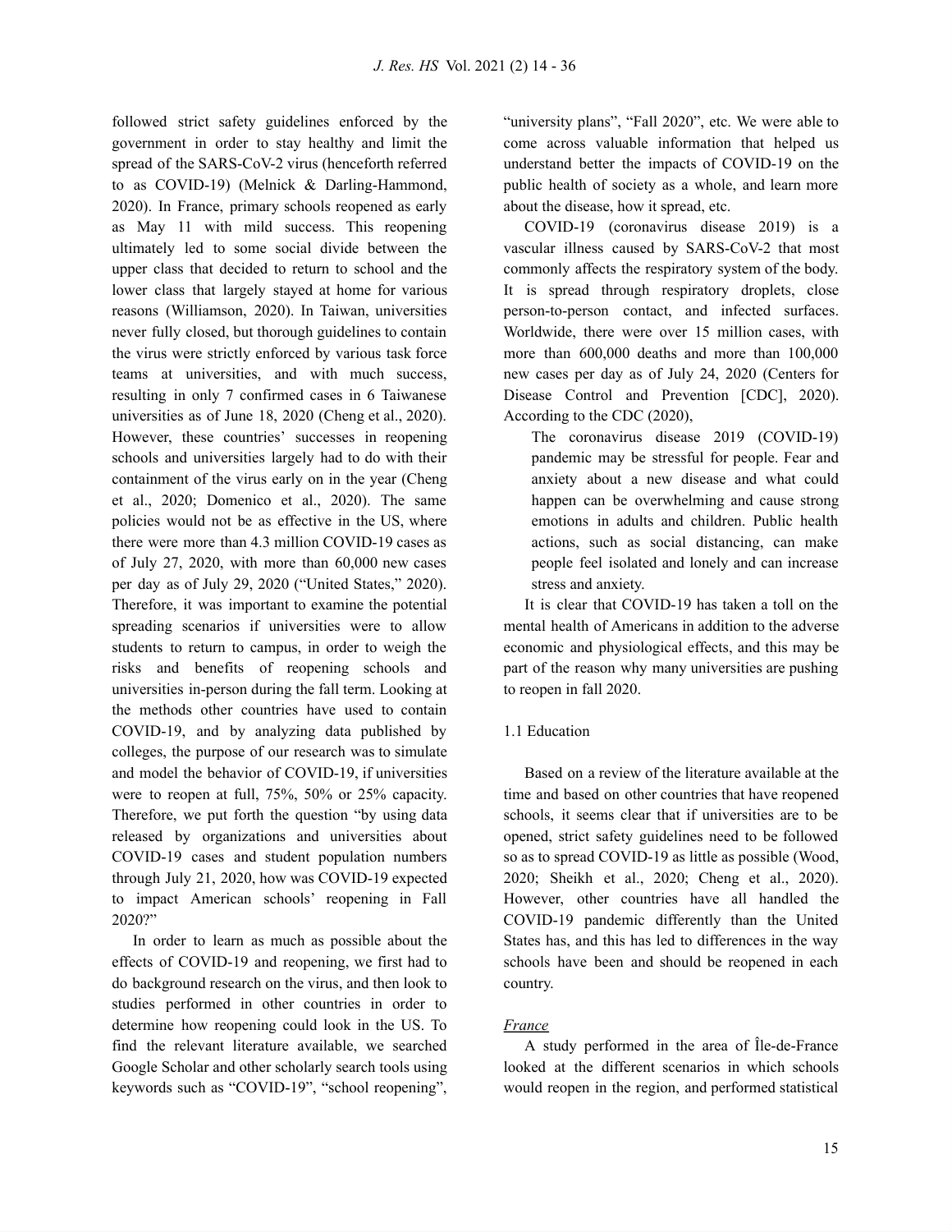followed strict safety guidelines enforced by the government in order to stay healthy and limit the spread of the SARS-CoV-2 virus (henceforth referred to as COVID-19) (Melnick & Darling-Hammond, 2020). In France, primary schools reopened as early as May 11 with mild success. This reopening ultimately led to some social divide between the upper class that decided to return to school and the lower class that largely stayed at home for various reasons (Williamson, 2020). In Taiwan, universities never fully closed, but thorough guidelines to contain the virus were strictly enforced by various task force teams at universities, and with much success, resulting in only 7 confirmed cases in 6 Taiwanese universities as of June 18, 2020 (Cheng et al., 2020). However, these countries' successes in reopening schools and universities largely had to do with their containment of the virus early on in the year (Cheng et al., 2020; Domenico et al., 2020). The same policies would not be as effective in the US, where there were more than 4.3 million COVID-19 cases as of July 27, 2020, with more than 60,000 new cases per day as of July 29, 2020 ("United States," 2020). Therefore, it was important to examine the potential spreading scenarios if universities were to allow students to return to campus, in order to weigh the risks and benefits of reopening schools and universities in-person during the fall term. Looking at the methods other countries have used to contain COVID-19, and by analyzing data published by colleges, the purpose of our research was to simulate and model the behavior of COVID-19, if universities were to reopen at full, 75%, 50% or 25% capacity. Therefore, we put forth the question "by using data released by organizations and universities about COVID-19 cases and student population numbers through July 21, 2020, how was COVID-19 expected to impact American schools' reopening in Fall 2020?"

In order to learn as much as possible about the effects of COVID-19 and reopening, we first had to do background research on the virus, and then look to studies performed in other countries in order to determine how reopening could look in the US. To find the relevant literature available, we searched Google Scholar and other scholarly search tools using keywords such as "COVID-19", "school reopening", "university plans", "Fall 2020", etc. We were able to come across valuable information that helped us understand better the impacts of COVID-19 on the public health of society as a whole, and learn more about the disease, how it spread, etc.

COVID-19 (coronavirus disease 2019) is a vascular illness caused by SARS-CoV-2 that most commonly affects the respiratory system of the body. It is spread through respiratory droplets, close person-to-person contact, and infected surfaces. Worldwide, there were over 15 million cases, with more than 600,000 deaths and more than 100,000 new cases per day as of July 24, 2020 (Centers for Disease Control and Prevention [CDC], 2020). According to the CDC (2020),

> The coronavirus disease 2019 (COVID-19) pandemic may be stressful for people. Fear and anxiety about a new disease and what could happen can be overwhelming and cause strong emotions in adults and children. Public health actions, such as social distancing, can make people feel isolated and lonely and can increase stress and anxiety.

It is clear that COVID-19 has taken a toll on the mental health of Americans in addition to the adverse economic and physiological effects, and this may be part of the reason why many universities are pushing to reopen in fall 2020.

## 1.1 Education

Based on a review of the literature available at the time and based on other countries that have reopened schools, it seems clear that if universities are to be opened, strict safety guidelines need to be followed so as to spread COVID-19 as little as possible (Wood, 2020; Sheikh et al., 2020; Cheng et al., 2020). However, other countries have all handled the COVID-19 pandemic differently than the United States has, and this has led to differences in the way schools have been and should be reopened in each country.

### *France*

A study performed in the area of Île-de-France looked at the different scenarios in which schools would reopen in the region, and performed statistical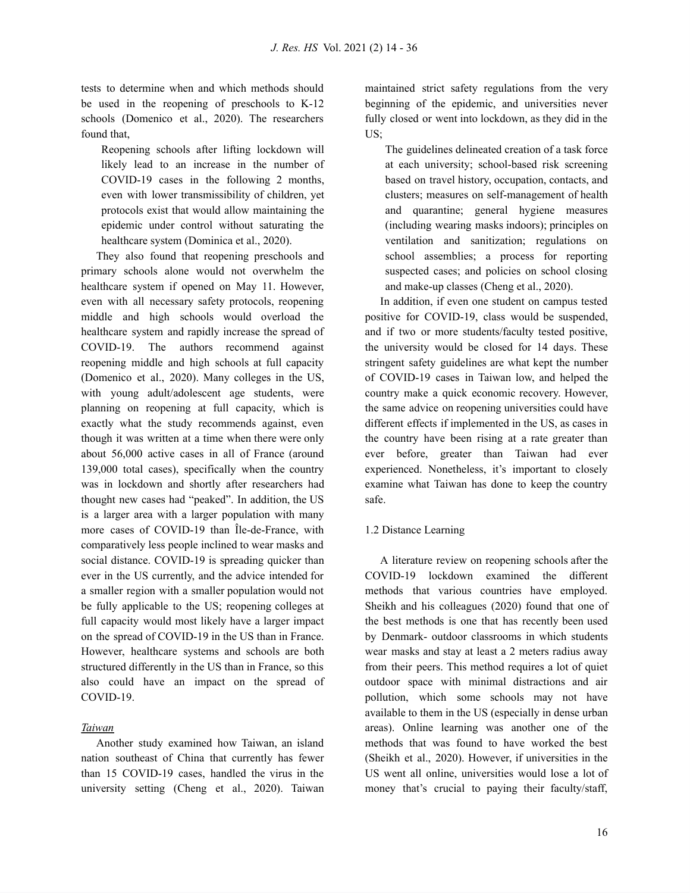tests to determine when and which methods should be used in the reopening of preschools to K-12 schools (Domenico et al., 2020). The researchers found that,

> Reopening schools after lifting lockdown will likely lead to an increase in the number of COVID-19 cases in the following 2 months, even with lower transmissibility of children, yet protocols exist that would allow maintaining the epidemic under control without saturating the healthcare system (Dominica et al., 2020).

They also found that reopening preschools and primary schools alone would not overwhelm the healthcare system if opened on May 11. However, even with all necessary safety protocols, reopening middle and high schools would overload the healthcare system and rapidly increase the spread of COVID-19. The authors recommend against reopening middle and high schools at full capacity (Domenico et al., 2020). Many colleges in the US, with young adult/adolescent age students, were planning on reopening at full capacity, which is exactly what the study recommends against, even though it was written at a time when there were only about 56,000 active cases in all of France (around 139,000 total cases), specifically when the country was in lockdown and shortly after researchers had thought new cases had "peaked". In addition, the US is a larger area with a larger population with many more cases of COVID-19 than Île-de-France, with comparatively less people inclined to wear masks and social distance. COVID-19 is spreading quicker than ever in the US currently, and the advice intended for a smaller region with a smaller population would not be fully applicable to the US; reopening colleges at full capacity would most likely have a larger impact on the spread of COVID-19 in the US than in France. However, healthcare systems and schools are both structured differently in the US than in France, so this also could have an impact on the spread of COVID-19.

*Taiwan*

Another study examined how Taiwan, an island nation southeast of China that currently has fewer than 15 COVID-19 cases, handled the virus in the university setting (Cheng et al., 2020). Taiwan maintained strict safety regulations from the very beginning of the epidemic, and universities never fully closed or went into lockdown, as they did in the US;

> The guidelines delineated creation of a task force at each university; school-based risk screening based on travel history, occupation, contacts, and clusters; measures on self-management of health and quarantine; general hygiene measures (including wearing masks indoors); principles on ventilation and sanitization; regulations on school assemblies; a process for reporting suspected cases; and policies on school closing and make-up classes (Cheng et al., 2020).

In addition, if even one student on campus tested positive for COVID-19, class would be suspended, and if two or more students/faculty tested positive, the university would be closed for 14 days. These stringent safety guidelines are what kept the number of COVID-19 cases in Taiwan low, and helped the country make a quick economic recovery. However, the same advice on reopening universities could have different effects if implemented in the US, as cases in the country have been rising at a rate greater than ever before, greater than Taiwan had ever experienced. Nonetheless, it's important to closely examine what Taiwan has done to keep the country safe.

### 1.2 Distance Learning

A literature review on reopening schools after the COVID-19 lockdown examined the different methods that various countries have employed. Sheikh and his colleagues (2020) found that one of the best methods is one that has recently been used by Denmark- outdoor classrooms in which students wear masks and stay at least a 2 meters radius away from their peers. This method requires a lot of quiet outdoor space with minimal distractions and air pollution, which some schools may not have available to them in the US (especially in dense urban areas). Online learning was another one of the methods that was found to have worked the best (Sheikh et al., 2020). However, if universities in the US went all online, universities would lose a lot of money that's crucial to paying their faculty/staff,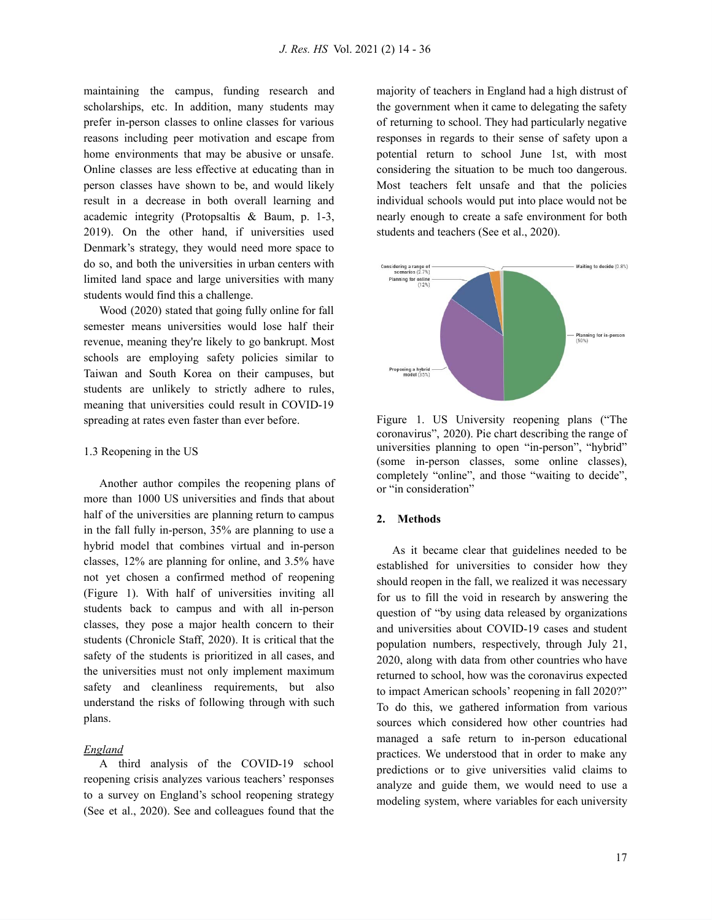maintaining the campus, funding research and scholarships, etc. In addition, many students may prefer in-person classes to online classes for various reasons including peer motivation and escape from home environments that may be abusive or unsafe. Online classes are less effective at educating than in person classes have shown to be, and would likely result in a decrease in both overall learning and academic integrity (Protopsaltis & Baum, p. 1-3, 2019). On the other hand, if universities used Denmark's strategy, they would need more space to do so, and both the universities in urban centers with limited land space and large universities with many students would find this a challenge.

Wood (2020) stated that going fully online for fall semester means universities would lose half their revenue, meaning they're likely to go bankrupt. Most schools are employing safety policies similar to Taiwan and South Korea on their campuses, but students are unlikely to strictly adhere to rules, meaning that universities could result in COVID-19 spreading at rates even faster than ever before.

### 1.3 Reopening in the US

Another author compiles the reopening plans of more than 1000 US universities and finds that about half of the universities are planning return to campus in the fall fully in-person, 35% are planning to use a hybrid model that combines virtual and in-person classes, 12% are planning for online, and 3.5% have not yet chosen a confirmed method of reopening (Figure 1). With half of universities inviting all students back to campus and with all in-person classes, they pose a major health concern to their students (Chronicle Staff, 2020). It is critical that the safety of the students is prioritized in all cases, and the universities must not only implement maximum safety and cleanliness requirements, but also understand the risks of following through with such plans.

*England*

A third analysis of the COVID-19 school reopening crisis analyzes various teachers' responses to a survey on England's school reopening strategy (See et al., 2020). See and colleagues found that the majority of teachers in England had a high distrust of the government when it came to delegating the safety of returning to school. They had particularly negative responses in regards to their sense of safety upon a potential return to school June 1st, with most considering the situation to be much too dangerous. Most teachers felt unsafe and that the policies individual schools would put into place would not be nearly enough to create a safe environment for both students and teachers (See et al., 2020).

Figure 1. US University reopening plans ("The coronavirus", 2020). Pie chart describing the range of universities planning to open "in-person", "hybrid" (some in-person classes, some online classes), completely "online", and those "waiting to decide", or "in consideration"

## 2. Methods

As it became clear that guidelines needed to be established for universities to consider how they should reopen in the fall, we realized it was necessary for us to fill the void in research by answering the question of "by using data released by organizations and universities about COVID-19 cases and student population numbers, respectively, through July 21, 2020, along with data from other countries who have returned to school, how was the coronavirus expected to impact American schools' reopening in fall 2020?" To do this, we gathered information from various sources which considered how other countries had managed a safe return to in-person educational practices. We understood that in order to make any predictions or to give universities valid claims to analyze and guide them, we would need to use a modeling system, where variables for each university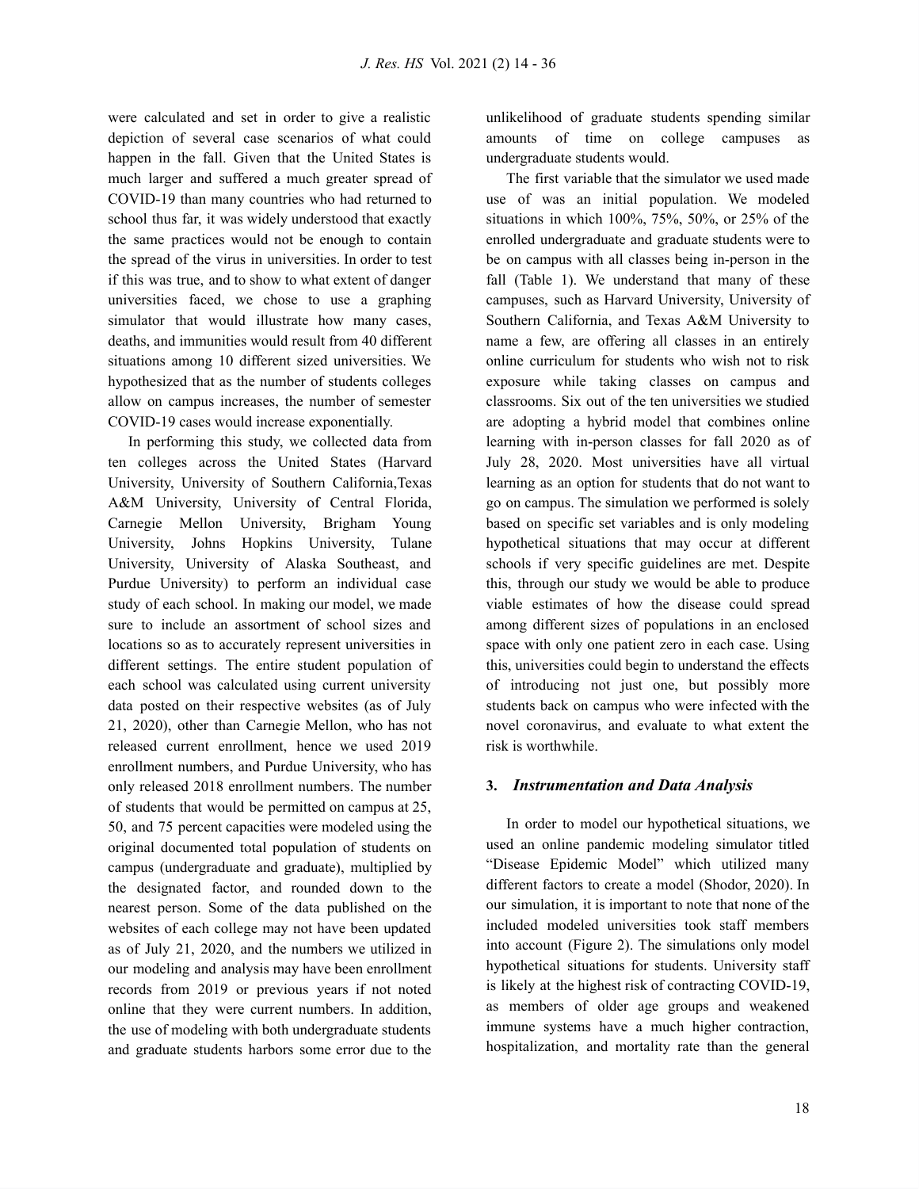were calculated and set in order to give a realistic depiction of several case scenarios of what could happen in the fall. Given that the United States is much larger and suffered a much greater spread of COVID-19 than many countries who had returned to school thus far, it was widely understood that exactly the same practices would not be enough to contain the spread of the virus in universities. In order to test if this was true, and to show to what extent of danger universities faced, we chose to use a graphing simulator that would illustrate how many cases, deaths, and immunities would result from 40 different situations among 10 different sized universities. We hypothesized that as the number of students colleges allow on campus increases, the number of semester COVID-19 cases would increase exponentially.

In performing this study, we collected data from ten colleges across the United States (Harvard University, University of Southern California,Texas A&M University, University of Central Florida, Carnegie Mellon University, Brigham Young University, Johns Hopkins University, Tulane University, University of Alaska Southeast, and Purdue University) to perform an individual case study of each school. In making our model, we made sure to include an assortment of school sizes and locations so as to accurately represent universities in different settings. The entire student population of each school was calculated using current university data posted on their respective websites (as of July 21, 2020), other than Carnegie Mellon, who has not released current enrollment, hence we used 2019 enrollment numbers, and Purdue University, who has only released 2018 enrollment numbers. The number of students that would be permitted on campus at 25, 50, and 75 percent capacities were modeled using the original documented total population of students on campus (undergraduate and graduate), multiplied by the designated factor, and rounded down to the nearest person. Some of the data published on the websites of each college may not have been updated as of July 21, 2020, and the numbers we utilized in our modeling and analysis may have been enrollment records from 2019 or previous years if not noted online that they were current numbers. In addition, the use of modeling with both undergraduate students and graduate students harbors some error due to the unlikelihood of graduate students spending similar amounts of time on college campuses as undergraduate students would.

The first variable that the simulator we used made use of was an initial population. We modeled situations in which 100%, 75%, 50%, or 25% of the enrolled undergraduate and graduate students were to be on campus with all classes being in-person in the fall (Table 1). We understand that many of these campuses, such as Harvard University, University of Southern California, and Texas A&M University to name a few, are offering all classes in an entirely online curriculum for students who wish not to risk exposure while taking classes on campus and classrooms. Six out of the ten universities we studied are adopting a hybrid model that combines online learning with in-person classes for fall 2020 as of July 28, 2020. Most universities have all virtual learning as an option for students that do not want to go on campus. The simulation we performed is solely based on specific set variables and is only modeling hypothetical situations that may occur at different schools if very specific guidelines are met. Despite this, through our study we would be able to produce viable estimates of how the disease could spread among different sizes of populations in an enclosed space with only one patient zero in each case. Using this, universities could begin to understand the effects of introducing not just one, but possibly more students back on campus who were infected with the novel coronavirus, and evaluate to what extent the risk is worthwhile.

## 3. *Instrumentation and Data Analysis*

In order to model our hypothetical situations, we used an online pandemic modeling simulator titled "Disease Epidemic Model" which utilized many different factors to create a model (Shodor, 2020). In our simulation, it is important to note that none of the included modeled universities took staff members into account (Figure 2). The simulations only model hypothetical situations for students. University staff is likely at the highest risk of contracting COVID-19, as members of older age groups and weakened immune systems have a much higher contraction, hospitalization, and mortality rate than the general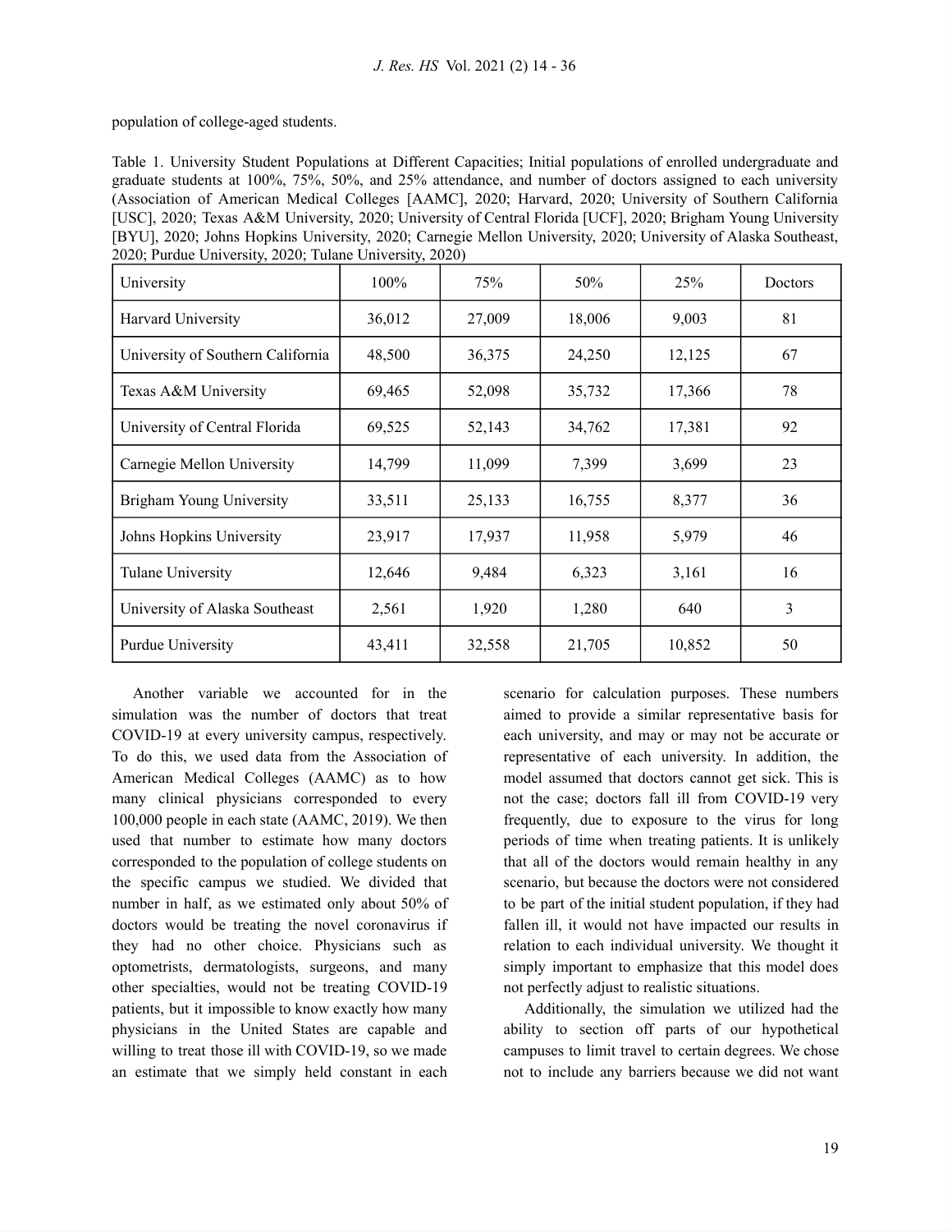population of college-aged students.

Table 1. University Student Populations at Different Capacities; Initial populations of enrolled undergraduate and graduate students at 100%, 75%, 50%, and 25% attendance, and number of doctors assigned to each university (Association of American Medical Colleges [AAMC], 2020; Harvard, 2020; University of Southern California [USC], 2020; Texas A&M University, 2020; University of Central Florida [UCF], 2020; Brigham Young University [BYU], 2020; Johns Hopkins University, 2020; Carnegie Mellon University, 2020; University of Alaska Southeast, 2020; Purdue University, 2020; Tulane University, 2020)

| University | 100% | 75% | 50% | 25% | Doctors |
|---|---|---|---|---|---|
| Harvard University | 36,012 | 27,009 | 18,006 | 9,003 | 81 |
| University of Southern California | 48,500 | 36,375 | 24,250 | 12,125 | 67 |
| Texas A&M University | 69,465 | 52,098 | 35,732 | 17,366 | 78 |
| University of Central Florida | 69,525 | 52,143 | 34,762 | 17,381 | 92 |
| Carnegie Mellon University | 14,799 | 11,099 | 7,399 | 3,699 | 23 |
| Brigham Young University | 33,511 | 25,133 | 16,755 | 8,377 | 36 |
| Johns Hopkins University | 23,917 | 17,937 | 11,958 | 5,979 | 46 |
| Tulane University | 12,646 | 9,484 | 6,323 | 3,161 | 16 |
| University of Alaska Southeast | 2,561 | 1,920 | 1,280 | 640 | 3 |
| Purdue University | 43,411 | 32,558 | 21,705 | 10,852 | 50 |

Another variable we accounted for in the simulation was the number of doctors that treat COVID-19 at every university campus, respectively. To do this, we used data from the Association of American Medical Colleges (AAMC) as to how many clinical physicians corresponded to every 100,000 people in each state (AAMC, 2019). We then used that number to estimate how many doctors corresponded to the population of college students on the specific campus we studied. We divided that number in half, as we estimated only about 50% of doctors would be treating the novel coronavirus if they had no other choice. Physicians such as optometrists, dermatologists, surgeons, and many other specialties, would not be treating COVID-19 patients, but it impossible to know exactly how many physicians in the United States are capable and willing to treat those ill with COVID-19, so we made an estimate that we simply held constant in each scenario for calculation purposes. These numbers aimed to provide a similar representative basis for each university, and may or may not be accurate or representative of each university. In addition, the model assumed that doctors cannot get sick. This is not the case; doctors fall ill from COVID-19 very frequently, due to exposure to the virus for long periods of time when treating patients. It is unlikely that all of the doctors would remain healthy in any scenario, but because the doctors were not considered to be part of the initial student population, if they had fallen ill, it would not have impacted our results in relation to each individual university. We thought it simply important to emphasize that this model does not perfectly adjust to realistic situations.

Additionally, the simulation we utilized had the ability to section off parts of our hypothetical campuses to limit travel to certain degrees. We chose not to include any barriers because we did not want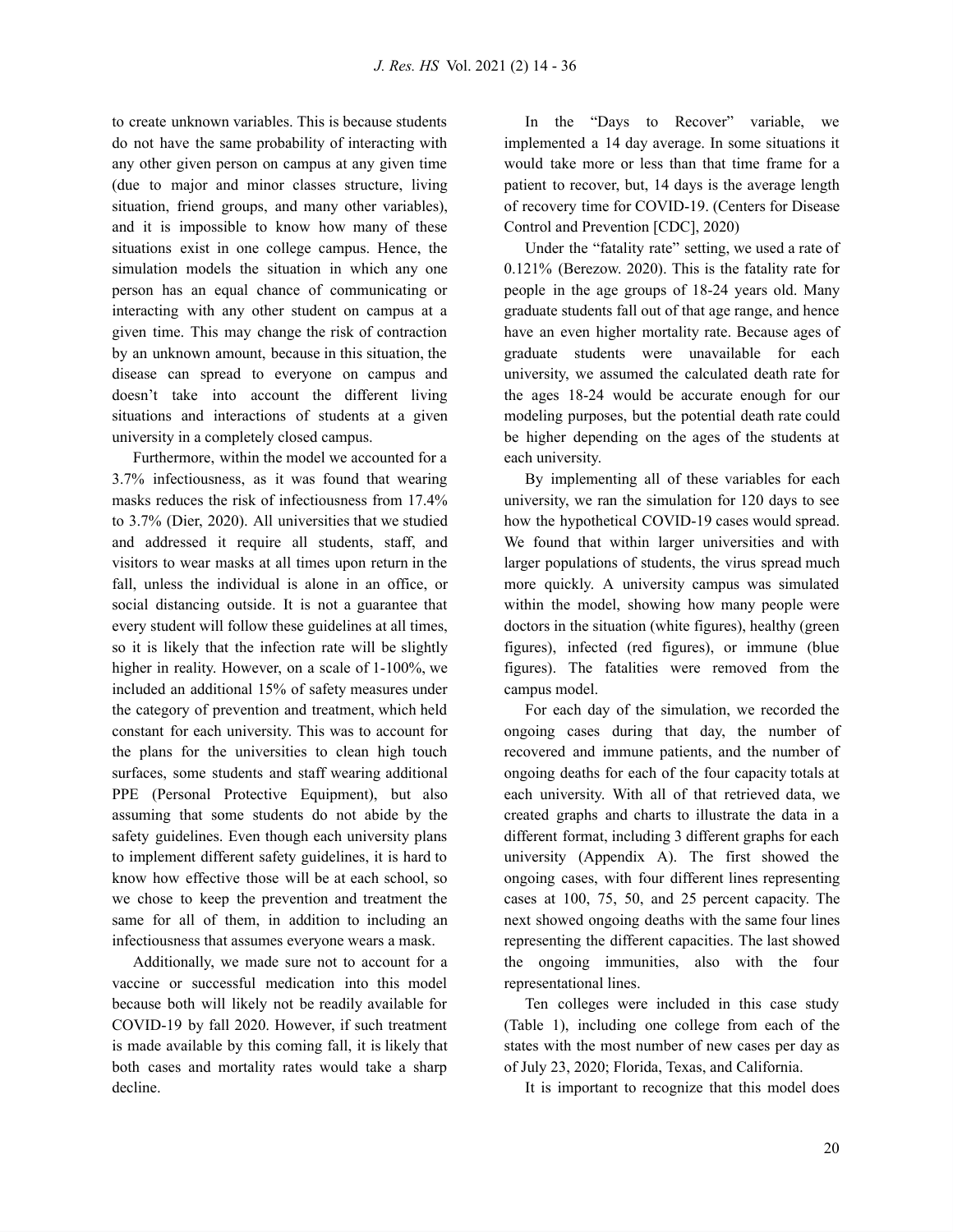to create unknown variables. This is because students do not have the same probability of interacting with any other given person on campus at any given time (due to major and minor classes structure, living situation, friend groups, and many other variables), and it is impossible to know how many of these situations exist in one college campus. Hence, the simulation models the situation in which any one person has an equal chance of communicating or interacting with any other student on campus at a given time. This may change the risk of contraction by an unknown amount, because in this situation, the disease can spread to everyone on campus and doesn't take into account the different living situations and interactions of students at a given university in a completely closed campus.

Furthermore, within the model we accounted for a 3.7% infectiousness, as it was found that wearing masks reduces the risk of infectiousness from 17.4% to 3.7% (Dier, 2020). All universities that we studied and addressed it require all students, staff, and visitors to wear masks at all times upon return in the fall, unless the individual is alone in an office, or social distancing outside. It is not a guarantee that every student will follow these guidelines at all times, so it is likely that the infection rate will be slightly higher in reality. However, on a scale of 1-100%, we included an additional 15% of safety measures under the category of prevention and treatment, which held constant for each university. This was to account for the plans for the universities to clean high touch surfaces, some students and staff wearing additional PPE (Personal Protective Equipment), but also assuming that some students do not abide by the safety guidelines. Even though each university plans to implement different safety guidelines, it is hard to know how effective those will be at each school, so we chose to keep the prevention and treatment the same for all of them, in addition to including an infectiousness that assumes everyone wears a mask.

Additionally, we made sure not to account for a vaccine or successful medication into this model because both will likely not be readily available for COVID-19 by fall 2020. However, if such treatment is made available by this coming fall, it is likely that both cases and mortality rates would take a sharp decline.

In the "Days to Recover" variable, we implemented a 14 day average. In some situations it would take more or less than that time frame for a patient to recover, but, 14 days is the average length of recovery time for COVID-19. (Centers for Disease Control and Prevention [CDC], 2020)

Under the "fatality rate" setting, we used a rate of 0.121% (Berezow. 2020). This is the fatality rate for people in the age groups of 18-24 years old. Many graduate students fall out of that age range, and hence have an even higher mortality rate. Because ages of graduate students were unavailable for each university, we assumed the calculated death rate for the ages 18-24 would be accurate enough for our modeling purposes, but the potential death rate could be higher depending on the ages of the students at each university.

By implementing all of these variables for each university, we ran the simulation for 120 days to see how the hypothetical COVID-19 cases would spread. We found that within larger universities and with larger populations of students, the virus spread much more quickly. A university campus was simulated within the model, showing how many people were doctors in the situation (white figures), healthy (green figures), infected (red figures), or immune (blue figures). The fatalities were removed from the campus model.

For each day of the simulation, we recorded the ongoing cases during that day, the number of recovered and immune patients, and the number of ongoing deaths for each of the four capacity totals at each university. With all of that retrieved data, we created graphs and charts to illustrate the data in a different format, including 3 different graphs for each university (Appendix A). The first showed the ongoing cases, with four different lines representing cases at 100, 75, 50, and 25 percent capacity. The next showed ongoing deaths with the same four lines representing the different capacities. The last showed the ongoing immunities, also with the four representational lines.

Ten colleges were included in this case study (Table 1), including one college from each of the states with the most number of new cases per day as of July 23, 2020; Florida, Texas, and California.

It is important to recognize that this model does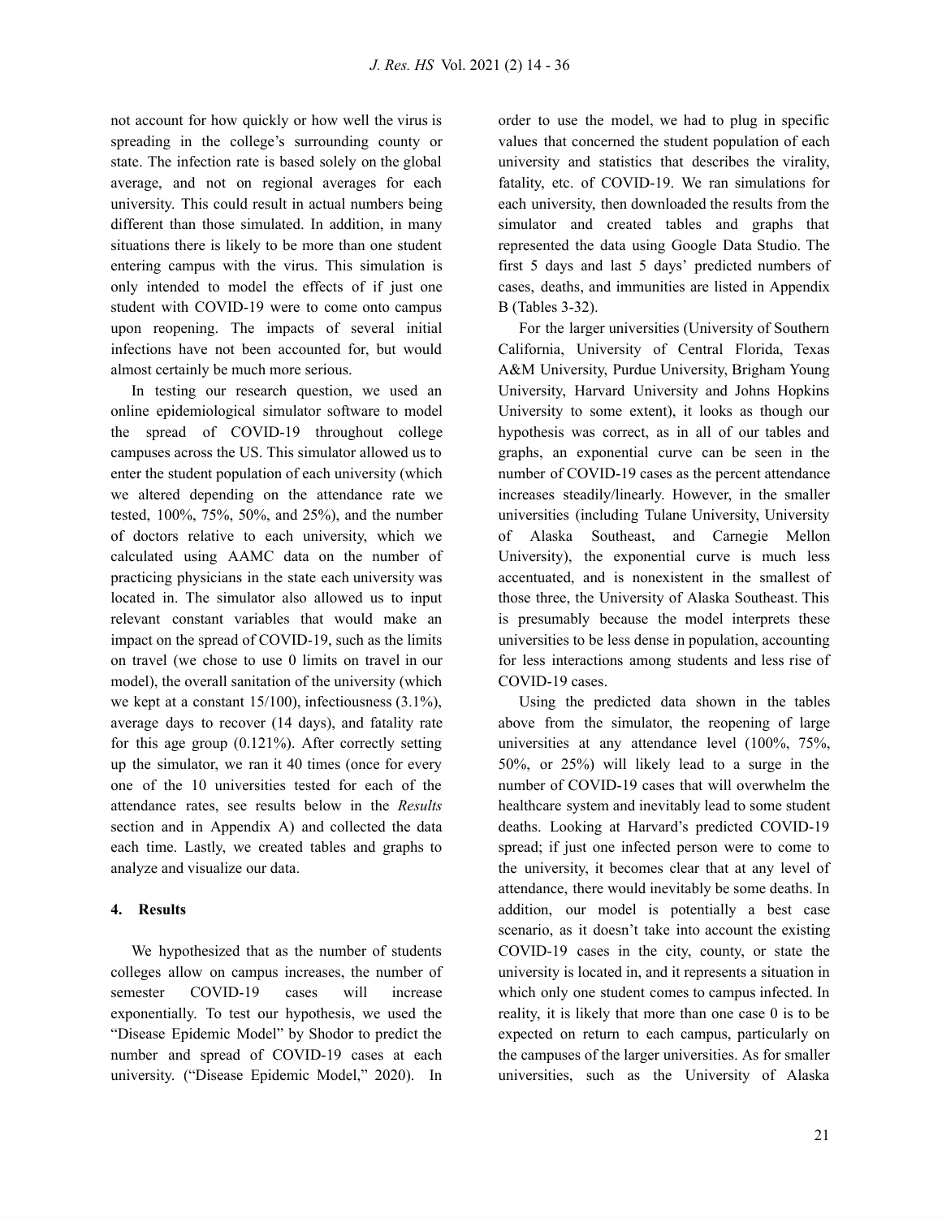not account for how quickly or how well the virus is spreading in the college's surrounding county or state. The infection rate is based solely on the global average, and not on regional averages for each university. This could result in actual numbers being different than those simulated. In addition, in many situations there is likely to be more than one student entering campus with the virus. This simulation is only intended to model the effects of if just one student with COVID-19 were to come onto campus upon reopening. The impacts of several initial infections have not been accounted for, but would almost certainly be much more serious.

In testing our research question, we used an online epidemiological simulator software to model the spread of COVID-19 throughout college campuses across the US. This simulator allowed us to enter the student population of each university (which we altered depending on the attendance rate we tested, 100%, 75%, 50%, and 25%), and the number of doctors relative to each university, which we calculated using AAMC data on the number of practicing physicians in the state each university was located in. The simulator also allowed us to input relevant constant variables that would make an impact on the spread of COVID-19, such as the limits on travel (we chose to use 0 limits on travel in our model), the overall sanitation of the university (which we kept at a constant 15/100), infectiousness (3.1%), average days to recover (14 days), and fatality rate for this age group (0.121%). After correctly setting up the simulator, we ran it 40 times (once for every one of the 10 universities tested for each of the attendance rates, see results below in the *Results* section and in Appendix A) and collected the data each time. Lastly, we created tables and graphs to analyze and visualize our data.

## 4. Results

We hypothesized that as the number of students colleges allow on campus increases, the number of semester COVID-19 cases will increase exponentially. To test our hypothesis, we used the "Disease Epidemic Model" by Shodor to predict the number and spread of COVID-19 cases at each university. ("Disease Epidemic Model," 2020). In order to use the model, we had to plug in specific values that concerned the student population of each university and statistics that describes the virality, fatality, etc. of COVID-19. We ran simulations for each university, then downloaded the results from the simulator and created tables and graphs that represented the data using Google Data Studio. The first 5 days and last 5 days' predicted numbers of cases, deaths, and immunities are listed in Appendix B (Tables 3-32).

For the larger universities (University of Southern California, University of Central Florida, Texas A&M University, Purdue University, Brigham Young University, Harvard University and Johns Hopkins University to some extent), it looks as though our hypothesis was correct, as in all of our tables and graphs, an exponential curve can be seen in the number of COVID-19 cases as the percent attendance increases steadily/linearly. However, in the smaller universities (including Tulane University, University of Alaska Southeast, and Carnegie Mellon University), the exponential curve is much less accentuated, and is nonexistent in the smallest of those three, the University of Alaska Southeast. This is presumably because the model interprets these universities to be less dense in population, accounting for less interactions among students and less rise of COVID-19 cases.

Using the predicted data shown in the tables above from the simulator, the reopening of large universities at any attendance level (100%, 75%, 50%, or 25%) will likely lead to a surge in the number of COVID-19 cases that will overwhelm the healthcare system and inevitably lead to some student deaths. Looking at Harvard's predicted COVID-19 spread; if just one infected person were to come to the university, it becomes clear that at any level of attendance, there would inevitably be some deaths. In addition, our model is potentially a best case scenario, as it doesn't take into account the existing COVID-19 cases in the city, county, or state the university is located in, and it represents a situation in which only one student comes to campus infected. In reality, it is likely that more than one case 0 is to be expected on return to each campus, particularly on the campuses of the larger universities. As for smaller universities, such as the University of Alaska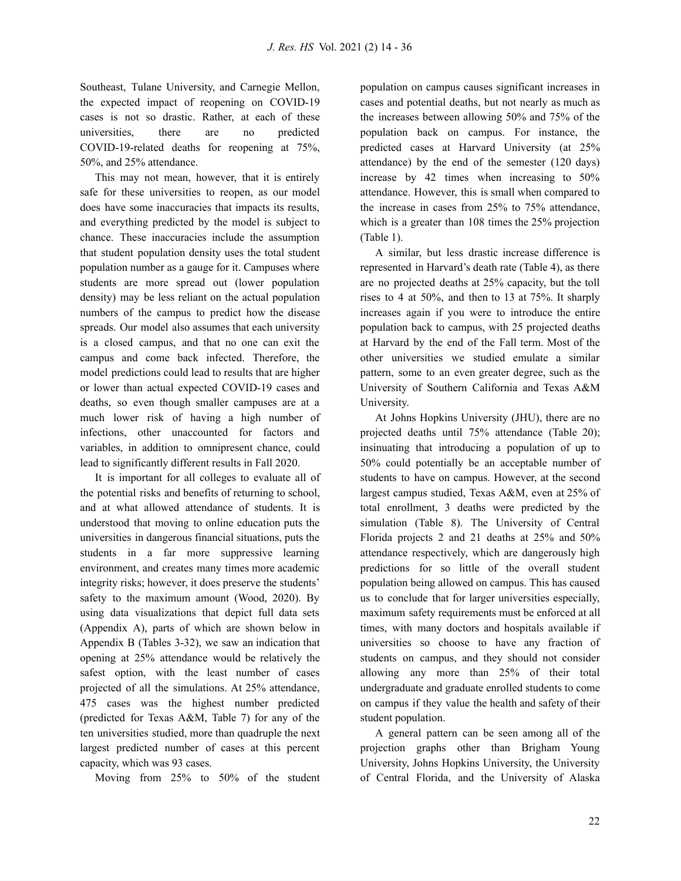Southeast, Tulane University, and Carnegie Mellon, the expected impact of reopening on COVID-19 cases is not so drastic. Rather, at each of these universities, there are no predicted COVID-19-related deaths for reopening at 75%, 50%, and 25% attendance.

This may not mean, however, that it is entirely safe for these universities to reopen, as our model does have some inaccuracies that impacts its results, and everything predicted by the model is subject to chance. These inaccuracies include the assumption that student population density uses the total student population number as a gauge for it. Campuses where students are more spread out (lower population density) may be less reliant on the actual population numbers of the campus to predict how the disease spreads. Our model also assumes that each university is a closed campus, and that no one can exit the campus and come back infected. Therefore, the model predictions could lead to results that are higher or lower than actual expected COVID-19 cases and deaths, so even though smaller campuses are at a much lower risk of having a high number of infections, other unaccounted for factors and variables, in addition to omnipresent chance, could lead to significantly different results in Fall 2020.

It is important for all colleges to evaluate all of the potential risks and benefits of returning to school, and at what allowed attendance of students. It is understood that moving to online education puts the universities in dangerous financial situations, puts the students in a far more suppressive learning environment, and creates many times more academic integrity risks; however, it does preserve the students' safety to the maximum amount (Wood, 2020). By using data visualizations that depict full data sets (Appendix A), parts of which are shown below in Appendix B (Tables 3-32), we saw an indication that opening at 25% attendance would be relatively the safest option, with the least number of cases projected of all the simulations. At 25% attendance, 475 cases was the highest number predicted (predicted for Texas A&M, Table 7) for any of the ten universities studied, more than quadruple the next largest predicted number of cases at this percent capacity, which was 93 cases.

Moving from 25% to 50% of the student population on campus causes significant increases in cases and potential deaths, but not nearly as much as the increases between allowing 50% and 75% of the population back on campus. For instance, the predicted cases at Harvard University (at 25% attendance) by the end of the semester (120 days) increase by 42 times when increasing to 50% attendance. However, this is small when compared to the increase in cases from 25% to 75% attendance, which is a greater than 108 times the 25% projection (Table 1).

A similar, but less drastic increase difference is represented in Harvard's death rate (Table 4), as there are no projected deaths at 25% capacity, but the toll rises to 4 at 50%, and then to 13 at 75%. It sharply increases again if you were to introduce the entire population back to campus, with 25 projected deaths at Harvard by the end of the Fall term. Most of the other universities we studied emulate a similar pattern, some to an even greater degree, such as the University of Southern California and Texas A&M University.

At Johns Hopkins University (JHU), there are no projected deaths until 75% attendance (Table 20); insinuating that introducing a population of up to 50% could potentially be an acceptable number of students to have on campus. However, at the second largest campus studied, Texas A&M, even at 25% of total enrollment, 3 deaths were predicted by the simulation (Table 8). The University of Central Florida projects 2 and 21 deaths at 25% and 50% attendance respectively, which are dangerously high predictions for so little of the overall student population being allowed on campus. This has caused us to conclude that for larger universities especially, maximum safety requirements must be enforced at all times, with many doctors and hospitals available if universities so choose to have any fraction of students on campus, and they should not consider allowing any more than 25% of their total undergraduate and graduate enrolled students to come on campus if they value the health and safety of their student population.

A general pattern can be seen among all of the projection graphs other than Brigham Young University, Johns Hopkins University, the University of Central Florida, and the University of Alaska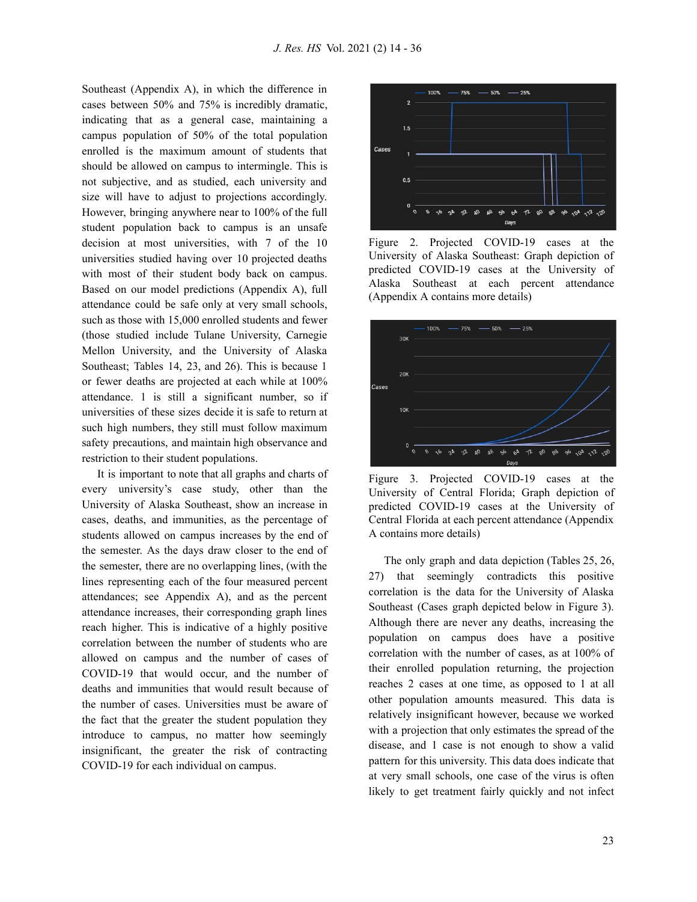Southeast (Appendix A), in which the difference in cases between 50% and 75% is incredibly dramatic, indicating that as a general case, maintaining a campus population of 50% of the total population enrolled is the maximum amount of students that should be allowed on campus to intermingle. This is not subjective, and as studied, each university and size will have to adjust to projections accordingly. However, bringing anywhere near to 100% of the full student population back to campus is an unsafe decision at most universities, with 7 of the 10 universities studied having over 10 projected deaths with most of their student body back on campus. Based on our model predictions (Appendix A), full attendance could be safe only at very small schools, such as those with 15,000 enrolled students and fewer (those studied include Tulane University, Carnegie Mellon University, and the University of Alaska Southeast; Tables 14, 23, and 26). This is because 1 or fewer deaths are projected at each while at 100% attendance. 1 is still a significant number, so if universities of these sizes decide it is safe to return at such high numbers, they still must follow maximum safety precautions, and maintain high observance and restriction to their student populations.

It is important to note that all graphs and charts of every university's case study, other than the University of Alaska Southeast, show an increase in cases, deaths, and immunities, as the percentage of students allowed on campus increases by the end of the semester. As the days draw closer to the end of the semester, there are no overlapping lines, (with the lines representing each of the four measured percent attendances; see Appendix A), and as the percent attendance increases, their corresponding graph lines reach higher. This is indicative of a highly positive correlation between the number of students who are allowed on campus and the number of cases of COVID-19 that would occur, and the number of deaths and immunities that would result because of the number of cases. Universities must be aware of the fact that the greater the student population they introduce to campus, no matter how seemingly insignificant, the greater the risk of contracting COVID-19 for each individual on campus.

Figure 2. Projected COVID-19 cases at the University of Alaska Southeast: Graph depiction of predicted COVID-19 cases at the University of Alaska Southeast at each percent attendance (Appendix A contains more details)

Figure 3. Projected COVID-19 cases at the University of Central Florida; Graph depiction of predicted COVID-19 cases at the University of Central Florida at each percent attendance (Appendix A contains more details)

The only graph and data depiction (Tables 25, 26, 27) that seemingly contradicts this positive correlation is the data for the University of Alaska Southeast (Cases graph depicted below in Figure 3). Although there are never any deaths, increasing the population on campus does have a positive correlation with the number of cases, as at 100% of their enrolled population returning, the projection reaches 2 cases at one time, as opposed to 1 at all other population amounts measured. This data is relatively insignificant however, because we worked with a projection that only estimates the spread of the disease, and 1 case is not enough to show a valid pattern for this university. This data does indicate that at very small schools, one case of the virus is often likely to get treatment fairly quickly and not infect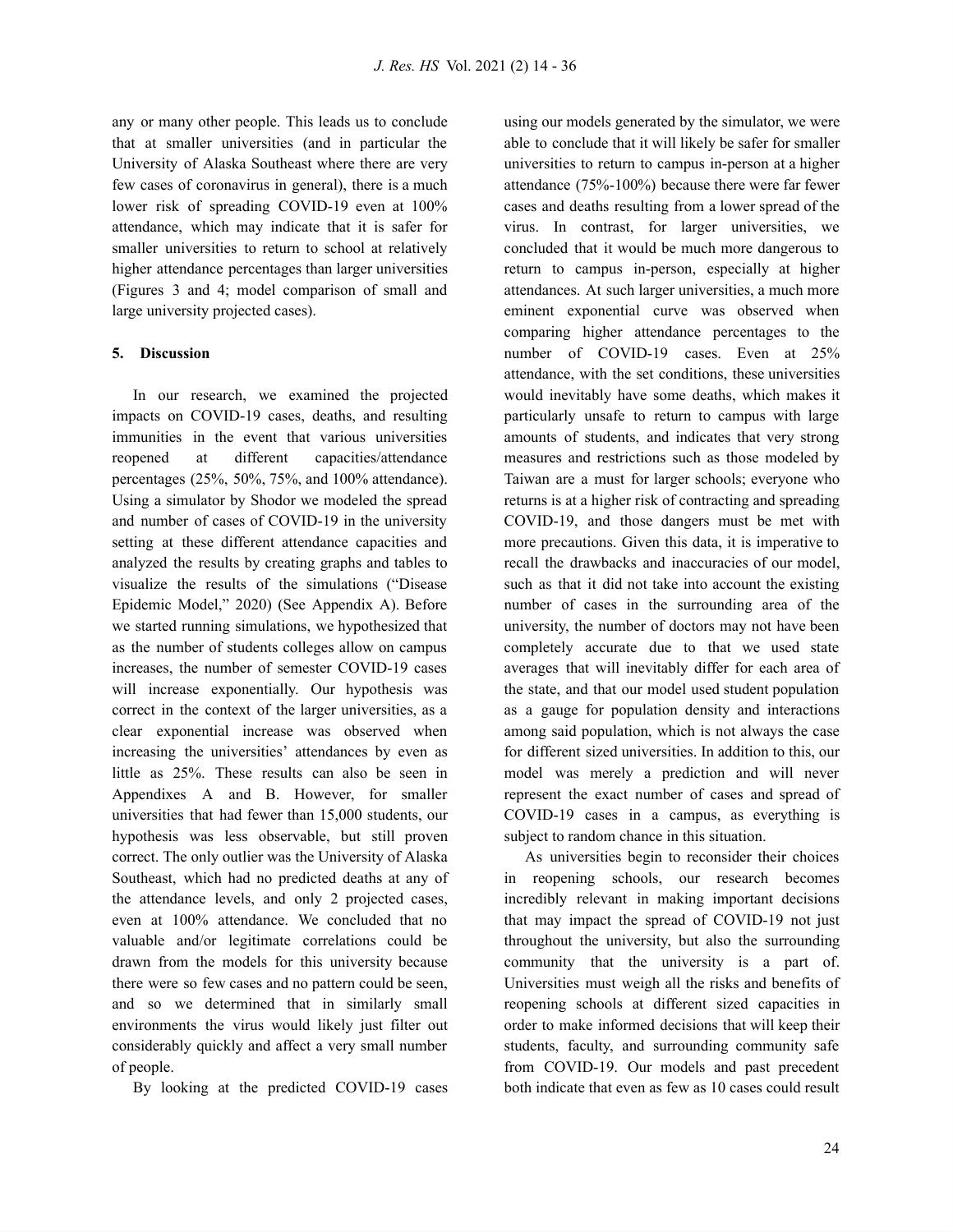any or many other people. This leads us to conclude that at smaller universities (and in particular the University of Alaska Southeast where there are very few cases of coronavirus in general), there is a much lower risk of spreading COVID-19 even at 100% attendance, which may indicate that it is safer for smaller universities to return to school at relatively higher attendance percentages than larger universities (Figures 3 and 4; model comparison of small and large university projected cases).

## 5. Discussion

In our research, we examined the projected impacts on COVID-19 cases, deaths, and resulting immunities in the event that various universities reopened at different capacities/attendance percentages (25%, 50%, 75%, and 100% attendance). Using a simulator by Shodor we modeled the spread and number of cases of COVID-19 in the university setting at these different attendance capacities and analyzed the results by creating graphs and tables to visualize the results of the simulations ("Disease Epidemic Model," 2020) (See Appendix A). Before we started running simulations, we hypothesized that as the number of students colleges allow on campus increases, the number of semester COVID-19 cases will increase exponentially. Our hypothesis was correct in the context of the larger universities, as a clear exponential increase was observed when increasing the universities' attendances by even as little as 25%. These results can also be seen in Appendixes A and B. However, for smaller universities that had fewer than 15,000 students, our hypothesis was less observable, but still proven correct. The only outlier was the University of Alaska Southeast, which had no predicted deaths at any of the attendance levels, and only 2 projected cases, even at 100% attendance. We concluded that no valuable and/or legitimate correlations could be drawn from the models for this university because there were so few cases and no pattern could be seen, and so we determined that in similarly small environments the virus would likely just filter out considerably quickly and affect a very small number of people.

By looking at the predicted COVID-19 cases using our models generated by the simulator, we were able to conclude that it will likely be safer for smaller universities to return to campus in-person at a higher attendance (75%-100%) because there were far fewer cases and deaths resulting from a lower spread of the virus. In contrast, for larger universities, we concluded that it would be much more dangerous to return to campus in-person, especially at higher attendances. At such larger universities, a much more eminent exponential curve was observed when comparing higher attendance percentages to the number of COVID-19 cases. Even at 25% attendance, with the set conditions, these universities would inevitably have some deaths, which makes it particularly unsafe to return to campus with large amounts of students, and indicates that very strong measures and restrictions such as those modeled by Taiwan are a must for larger schools; everyone who returns is at a higher risk of contracting and spreading COVID-19, and those dangers must be met with more precautions. Given this data, it is imperative to recall the drawbacks and inaccuracies of our model, such as that it did not take into account the existing number of cases in the surrounding area of the university, the number of doctors may not have been completely accurate due to that we used state averages that will inevitably differ for each area of the state, and that our model used student population as a gauge for population density and interactions among said population, which is not always the case for different sized universities. In addition to this, our model was merely a prediction and will never represent the exact number of cases and spread of COVID-19 cases in a campus, as everything is subject to random chance in this situation.

As universities begin to reconsider their choices in reopening schools, our research becomes incredibly relevant in making important decisions that may impact the spread of COVID-19 not just throughout the university, but also the surrounding community that the university is a part of. Universities must weigh all the risks and benefits of reopening schools at different sized capacities in order to make informed decisions that will keep their students, faculty, and surrounding community safe from COVID-19. Our models and past precedent both indicate that even as few as 10 cases could result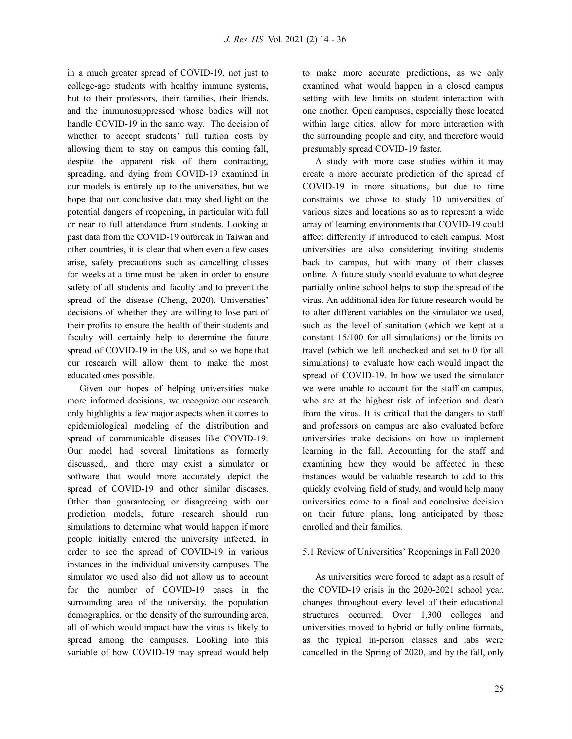in a much greater spread of COVID-19, not just to college-age students with healthy immune systems, but to their professors, their families, their friends, and the immunosuppressed whose bodies will not handle COVID-19 in the same way. The decision of whether to accept students' full tuition costs by allowing them to stay on campus this coming fall, despite the apparent risk of them contracting, spreading, and dying from COVID-19 examined in our models is entirely up to the universities, but we hope that our conclusive data may shed light on the potential dangers of reopening, in particular with full or near to full attendance from students. Looking at past data from the COVID-19 outbreak in Taiwan and other countries, it is clear that when even a few cases arise, safety precautions such as cancelling classes for weeks at a time must be taken in order to ensure safety of all students and faculty and to prevent the spread of the disease (Cheng, 2020). Universities' decisions of whether they are willing to lose part of their profits to ensure the health of their students and faculty will certainly help to determine the future spread of COVID-19 in the US, and so we hope that our research will allow them to make the most educated ones possible.

Given our hopes of helping universities make more informed decisions, we recognize our research only highlights a few major aspects when it comes to epidemiological modeling of the distribution and spread of communicable diseases like COVID-19. Our model had several limitations as formerly discussed,, and there may exist a simulator or software that would more accurately depict the spread of COVID-19 and other similar diseases. Other than guaranteeing or disagreeing with our prediction models, future research should run simulations to determine what would happen if more people initially entered the university infected, in order to see the spread of COVID-19 in various instances in the individual university campuses. The simulator we used also did not allow us to account for the number of COVID-19 cases in the surrounding area of the university, the population demographics, or the density of the surrounding area, all of which would impact how the virus is likely to spread among the campuses. Looking into this variable of how COVID-19 may spread would help to make more accurate predictions, as we only examined what would happen in a closed campus setting with few limits on student interaction with one another. Open campuses, especially those located within large cities, allow for more interaction with the surrounding people and city, and therefore would presumably spread COVID-19 faster.

A study with more case studies within it may create a more accurate prediction of the spread of COVID-19 in more situations, but due to time constraints we chose to study 10 universities of various sizes and locations so as to represent a wide array of learning environments that COVID-19 could affect differently if introduced to each campus. Most universities are also considering inviting students back to campus, but with many of their classes online. A future study should evaluate to what degree partially online school helps to stop the spread of the virus. An additional idea for future research would be to alter different variables on the simulator we used, such as the level of sanitation (which we kept at a constant 15/100 for all simulations) or the limits on travel (which we left unchecked and set to 0 for all simulations) to evaluate how each would impact the spread of COVID-19. In how we used the simulator we were unable to account for the staff on campus, who are at the highest risk of infection and death from the virus. It is critical that the dangers to staff and professors on campus are also evaluated before universities make decisions on how to implement learning in the fall. Accounting for the staff and examining how they would be affected in these instances would be valuable research to add to this quickly evolving field of study, and would help many universities come to a final and conclusive decision on their future plans, long anticipated by those enrolled and their families.

### 5.1 Review of Universities' Reopenings in Fall 2020

As universities were forced to adapt as a result of the COVID-19 crisis in the 2020-2021 school year, changes throughout every level of their educational structures occurred. Over 1,300 colleges and universities moved to hybrid or fully online formats, as the typical in-person classes and labs were cancelled in the Spring of 2020, and by the fall, only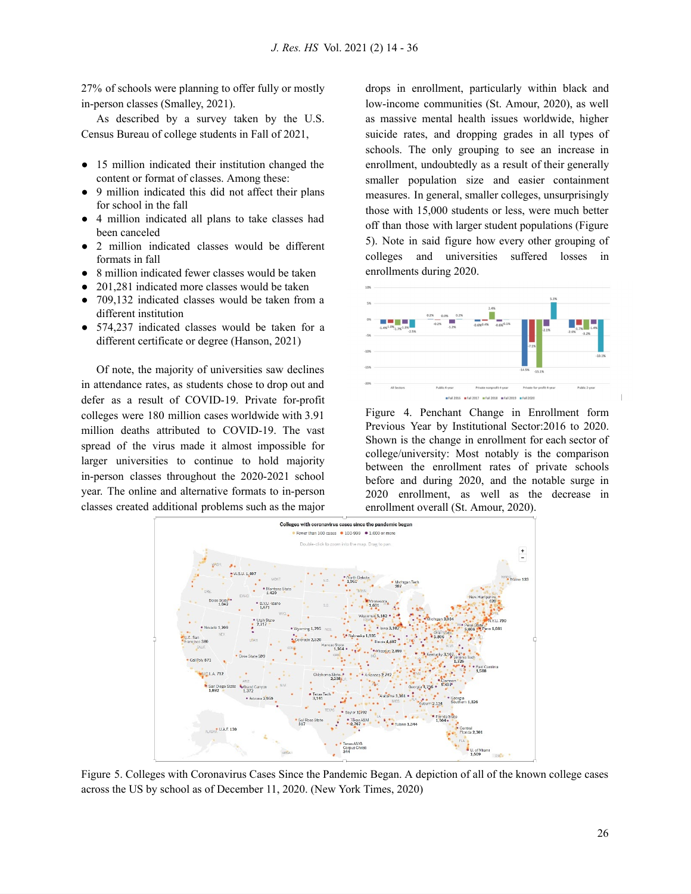27% of schools were planning to offer fully or mostly in-person classes (Smalley, 2021).

As described by a survey taken by the U.S. Census Bureau of college students in Fall of 2021,

- 15 million indicated their institution changed the content or format of classes. Among these:
- 9 million indicated this did not affect their plans for school in the fall
- 4 million indicated all plans to take classes had been canceled
- 2 million indicated classes would be different formats in fall
- 8 million indicated fewer classes would be taken
- 201,281 indicated more classes would be taken
- 709,132 indicated classes would be taken from a different institution
- 574,237 indicated classes would be taken for a different certificate or degree (Hanson, 2021)

Of note, the majority of universities saw declines in attendance rates, as students chose to drop out and defer as a result of COVID-19. Private for-profit colleges were 180 million cases worldwide with 3.91 million deaths attributed to COVID-19. The vast spread of the virus made it almost impossible for larger universities to continue to hold majority in-person classes throughout the 2020-2021 school year. The online and alternative formats to in-person classes created additional problems such as the major drops in enrollment, particularly within black and low-income communities (St. Amour, 2020), as well as massive mental health issues worldwide, higher suicide rates, and dropping grades in all types of schools. The only grouping to see an increase in enrollment, undoubtedly as a result of their generally smaller population size and easier containment measures. In general, smaller colleges, unsurprisingly those with 15,000 students or less, were much better off than those with larger student populations (Figure 5). Note in said figure how every other grouping of colleges and universities suffered losses in enrollments during 2020.

Figure 4. Penchant Change in Enrollment form Previous Year by Institutional Sector:2016 to 2020. Shown is the change in enrollment for each sector of college/university: Most notably is the comparison between the enrollment rates of private schools before and during 2020, and the notable surge in 2020 enrollment, as well as the decrease in enrollment overall (St. Amour, 2020).

Figure 5. Colleges with Coronavirus Cases Since the Pandemic Began. A depiction of all of the known college cases across the US by school as of December 11, 2020. (New York Times, 2020)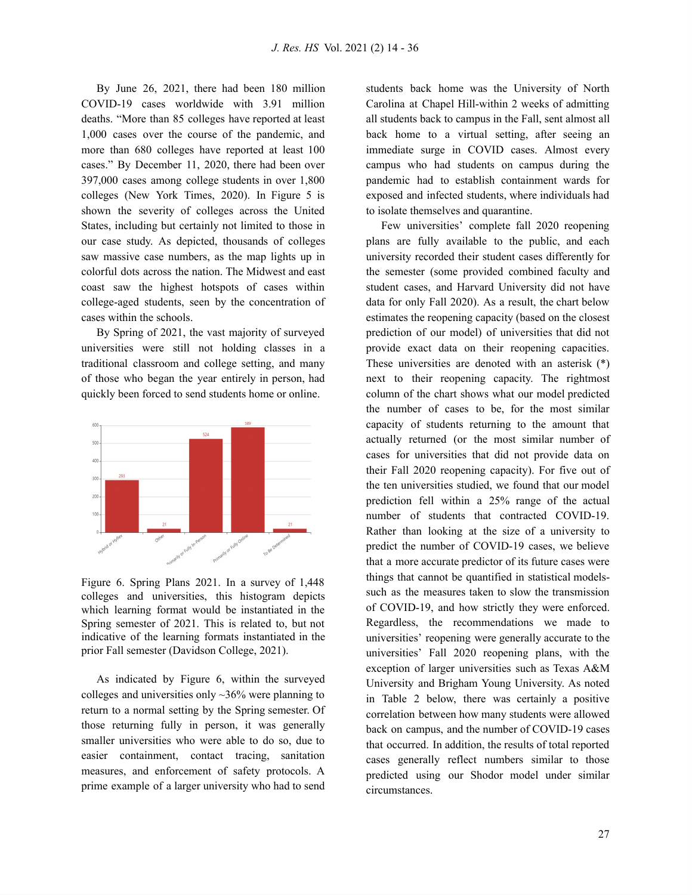By June 26, 2021, there had been 180 million COVID-19 cases worldwide with 3.91 million deaths. "More than 85 colleges have reported at least 1,000 cases over the course of the pandemic, and more than 680 colleges have reported at least 100 cases." By December 11, 2020, there had been over 397,000 cases among college students in over 1,800 colleges (New York Times, 2020). In Figure 5 is shown the severity of colleges across the United States, including but certainly not limited to those in our case study. As depicted, thousands of colleges saw massive case numbers, as the map lights up in colorful dots across the nation. The Midwest and east coast saw the highest hotspots of cases within college-aged students, seen by the concentration of cases within the schools.

By Spring of 2021, the vast majority of surveyed universities were still not holding classes in a traditional classroom and college setting, and many of those who began the year entirely in person, had quickly been forced to send students home or online.

Figure 6. Spring Plans 2021. In a survey of 1,448 colleges and universities, this histogram depicts which learning format would be instantiated in the Spring semester of 2021. This is related to, but not indicative of the learning formats instantiated in the prior Fall semester (Davidson College, 2021).

As indicated by Figure 6, within the surveyed colleges and universities only ~36% were planning to return to a normal setting by the Spring semester. Of those returning fully in person, it was generally smaller universities who were able to do so, due to easier containment, contact tracing, sanitation measures, and enforcement of safety protocols. A prime example of a larger university who had to send students back home was the University of North Carolina at Chapel Hill-within 2 weeks of admitting all students back to campus in the Fall, sent almost all back home to a virtual setting, after seeing an immediate surge in COVID cases. Almost every campus who had students on campus during the pandemic had to establish containment wards for exposed and infected students, where individuals had to isolate themselves and quarantine.

Few universities' complete fall 2020 reopening plans are fully available to the public, and each university recorded their student cases differently for the semester (some provided combined faculty and student cases, and Harvard University did not have data for only Fall 2020). As a result, the chart below estimates the reopening capacity (based on the closest prediction of our model) of universities that did not provide exact data on their reopening capacities. These universities are denoted with an asterisk (*) next to their reopening capacity. The rightmost column of the chart shows what our model predicted the number of cases to be, for the most similar capacity of students returning to the amount that actually returned (or the most similar number of cases for universities that did not provide data on their Fall 2020 reopening capacity). For five out of the ten universities studied, we found that our model prediction fell within a 25% range of the actual number of students that contracted COVID-19. Rather than looking at the size of a university to predict the number of COVID-19 cases, we believe that a more accurate predictor of its future cases were things that cannot be quantified in statistical models- such as the measures taken to slow the transmission of COVID-19, and how strictly they were enforced. Regardless, the recommendations we made to universities' reopening were generally accurate to the universities' Fall 2020 reopening plans, with the exception of larger universities such as Texas A&M University and Brigham Young University. As noted in Table 2 below, there was certainly a positive correlation between how many students were allowed back on campus, and the number of COVID-19 cases that occurred. In addition, the results of total reported cases generally reflect numbers similar to those predicted using our Shodor model under similar circumstances.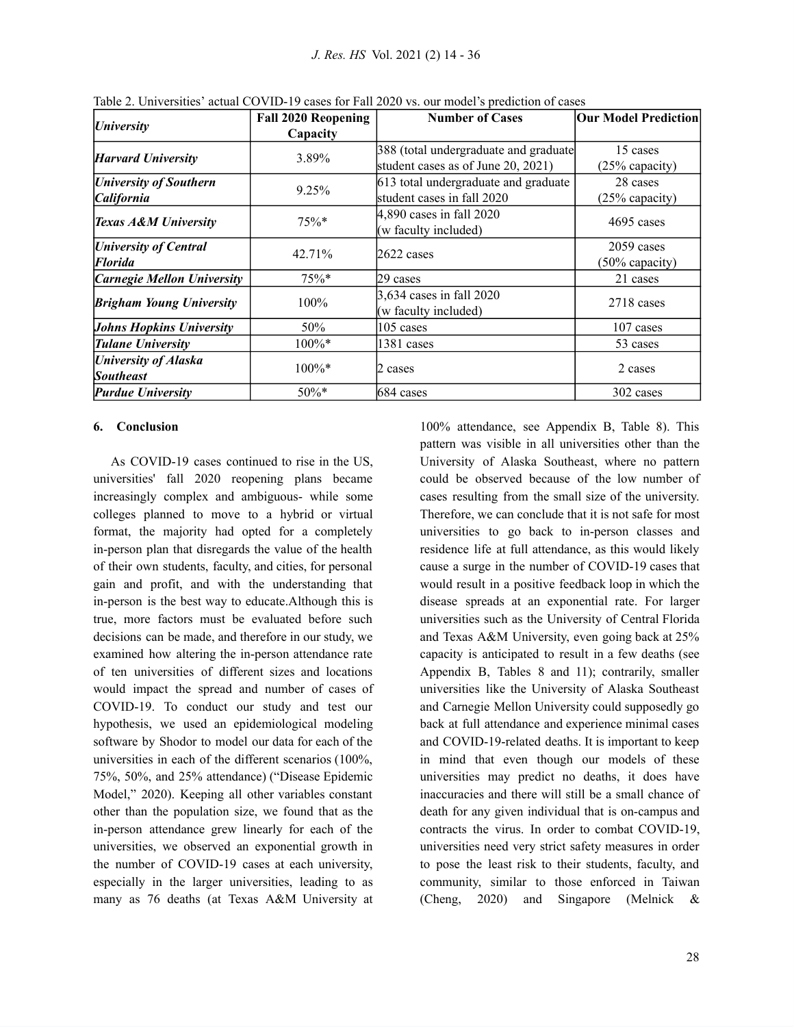Table 2. Universities' actual COVID-19 cases for Fall 2020 vs. our model's prediction of cases

| *University* | Fall 2020 Reopening Capacity | Number of Cases | Our Model Prediction |
|---|---|---|---|
| ***Harvard University*** | 3.89% | 388 (total undergraduate and graduate student cases as of June 20, 2021) | 15 cases (25% capacity) |
| ***University of Southern California*** | 9.25% | 613 total undergraduate and graduate student cases in fall 2020 | 28 cases (25% capacity) |
| ***Texas A&M University*** | 75%* | 4,890 cases in fall 2020 (w faculty included) | 4695 cases |
| ***University of Central Florida*** | 42.71% | 2622 cases | 2059 cases (50% capacity) |
| ***Carnegie Mellon University*** | 75%* | 29 cases | 21 cases |
| ***Brigham Young University*** | 100% | 3,634 cases in fall 2020 (w faculty included) | 2718 cases |
| ***Johns Hopkins University*** | 50% | 105 cases | 107 cases |
| ***Tulane University*** | 100%* | 1381 cases | 53 cases |
| ***University of Alaska Southeast*** | 100%* | 2 cases | 2 cases |
| ***Purdue University*** | 50%* | 684 cases | 302 cases |

## 6. Conclusion

As COVID-19 cases continued to rise in the US, universities' fall 2020 reopening plans became increasingly complex and ambiguous- while some colleges planned to move to a hybrid or virtual format, the majority had opted for a completely in-person plan that disregards the value of the health of their own students, faculty, and cities, for personal gain and profit, and with the understanding that in-person is the best way to educate.Although this is true, more factors must be evaluated before such decisions can be made, and therefore in our study, we examined how altering the in-person attendance rate of ten universities of different sizes and locations would impact the spread and number of cases of COVID-19. To conduct our study and test our hypothesis, we used an epidemiological modeling software by Shodor to model our data for each of the universities in each of the different scenarios (100%, 75%, 50%, and 25% attendance) ("Disease Epidemic Model," 2020). Keeping all other variables constant other than the population size, we found that as the in-person attendance grew linearly for each of the universities, we observed an exponential growth in the number of COVID-19 cases at each university, especially in the larger universities, leading to as many as 76 deaths (at Texas A&M University at 100% attendance, see Appendix B, Table 8). This pattern was visible in all universities other than the University of Alaska Southeast, where no pattern could be observed because of the low number of cases resulting from the small size of the university. Therefore, we can conclude that it is not safe for most universities to go back to in-person classes and residence life at full attendance, as this would likely cause a surge in the number of COVID-19 cases that would result in a positive feedback loop in which the disease spreads at an exponential rate. For larger universities such as the University of Central Florida and Texas A&M University, even going back at 25% capacity is anticipated to result in a few deaths (see Appendix B, Tables 8 and 11); contrarily, smaller universities like the University of Alaska Southeast and Carnegie Mellon University could supposedly go back at full attendance and experience minimal cases and COVID-19-related deaths. It is important to keep in mind that even though our models of these universities may predict no deaths, it does have inaccuracies and there will still be a small chance of death for any given individual that is on-campus and contracts the virus. In order to combat COVID-19, universities need very strict safety measures in order to pose the least risk to their students, faculty, and community, similar to those enforced in Taiwan (Cheng, 2020) and Singapore (Melnick &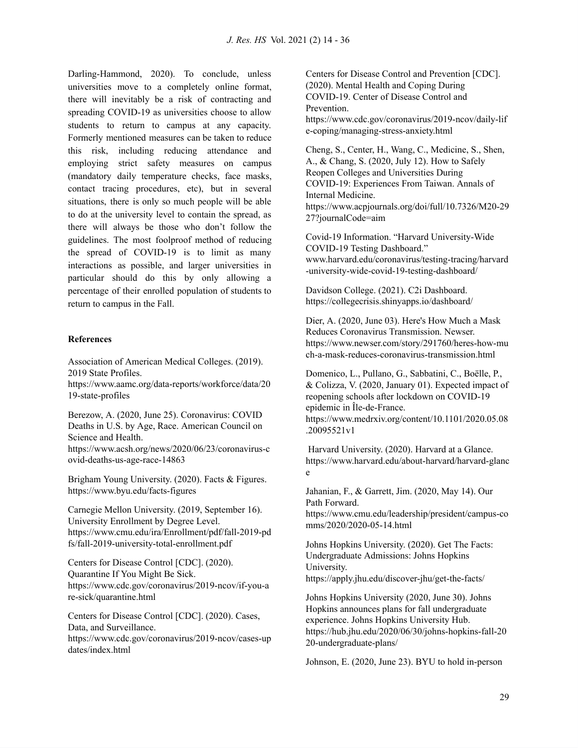Darling-Hammond, 2020). To conclude, unless universities move to a completely online format, there will inevitably be a risk of contracting and spreading COVID-19 as universities choose to allow students to return to campus at any capacity. Formerly mentioned measures can be taken to reduce this risk, including reducing attendance and employing strict safety measures on campus (mandatory daily temperature checks, face masks, contact tracing procedures, etc), but in several situations, there is only so much people will be able to do at the university level to contain the spread, as there will always be those who don't follow the guidelines. The most foolproof method of reducing the spread of COVID-19 is to limit as many interactions as possible, and larger universities in particular should do this by only allowing a percentage of their enrolled population of students to return to campus in the Fall.

**References**

Association of American Medical Colleges. (2019). 2019 State Profiles. https://www.aamc.org/data-reports/workforce/data/2019-state-profiles

Berezow, A. (2020, June 25). Coronavirus: COVID Deaths in U.S. by Age, Race. American Council on Science and Health. https://www.acsh.org/news/2020/06/23/coronavirus-covid-deaths-us-age-race-14863

Brigham Young University. (2020). Facts & Figures. https://www.byu.edu/facts-figures

Carnegie Mellon University. (2019, September 16). University Enrollment by Degree Level. https://www.cmu.edu/ira/Enrollment/pdf/fall-2019-pdfs/fall-2019-university-total-enrollment.pdf

Centers for Disease Control [CDC]. (2020). Quarantine If You Might Be Sick. https://www.cdc.gov/coronavirus/2019-ncov/if-you-are-sick/quarantine.html

Centers for Disease Control [CDC]. (2020). Cases, Data, and Surveillance. https://www.cdc.gov/coronavirus/2019-ncov/cases-updates/index.html

Centers for Disease Control and Prevention [CDC]. (2020). Mental Health and Coping During COVID-19. Center of Disease Control and Prevention. https://www.cdc.gov/coronavirus/2019-ncov/daily-life-coping/managing-stress-anxiety.html

Cheng, S., Center, H., Wang, C., Medicine, S., Shen, A., & Chang, S. (2020, July 12). How to Safely Reopen Colleges and Universities During COVID-19: Experiences From Taiwan. Annals of Internal Medicine. https://www.acpjournals.org/doi/full/10.7326/M20-2927?journalCode=aim

Covid-19 Information. "Harvard University-Wide COVID-19 Testing Dashboard." www.harvard.edu/coronavirus/testing-tracing/harvard-university-wide-covid-19-testing-dashboard/

Davidson College. (2021). C2i Dashboard. https://collegecrisis.shinyapps.io/dashboard/

Dier, A. (2020, June 03). Here's How Much a Mask Reduces Coronavirus Transmission. Newser. https://www.newser.com/story/291760/heres-how-much-a-mask-reduces-coronavirus-transmission.html

Domenico, L., Pullano, G., Sabbatini, C., Boëlle, P., & Colizza, V. (2020, January 01). Expected impact of reopening schools after lockdown on COVID-19 epidemic in Île-de-France. https://www.medrxiv.org/content/10.1101/2020.05.08.20095521v1

Harvard University. (2020). Harvard at a Glance. https://www.harvard.edu/about-harvard/harvard-glance

Jahanian, F., & Garrett, Jim. (2020, May 14). Our Path Forward. https://www.cmu.edu/leadership/president/campus-comms/2020/2020-05-14.html

Johns Hopkins University. (2020). Get The Facts: Undergraduate Admissions: Johns Hopkins University. https://apply.jhu.edu/discover-jhu/get-the-facts/

Johns Hopkins University (2020, June 30). Johns Hopkins announces plans for fall undergraduate experience. Johns Hopkins University Hub. https://hub.jhu.edu/2020/06/30/johns-hopkins-fall-2020-undergraduate-plans/

Johnson, E. (2020, June 23). BYU to hold in-person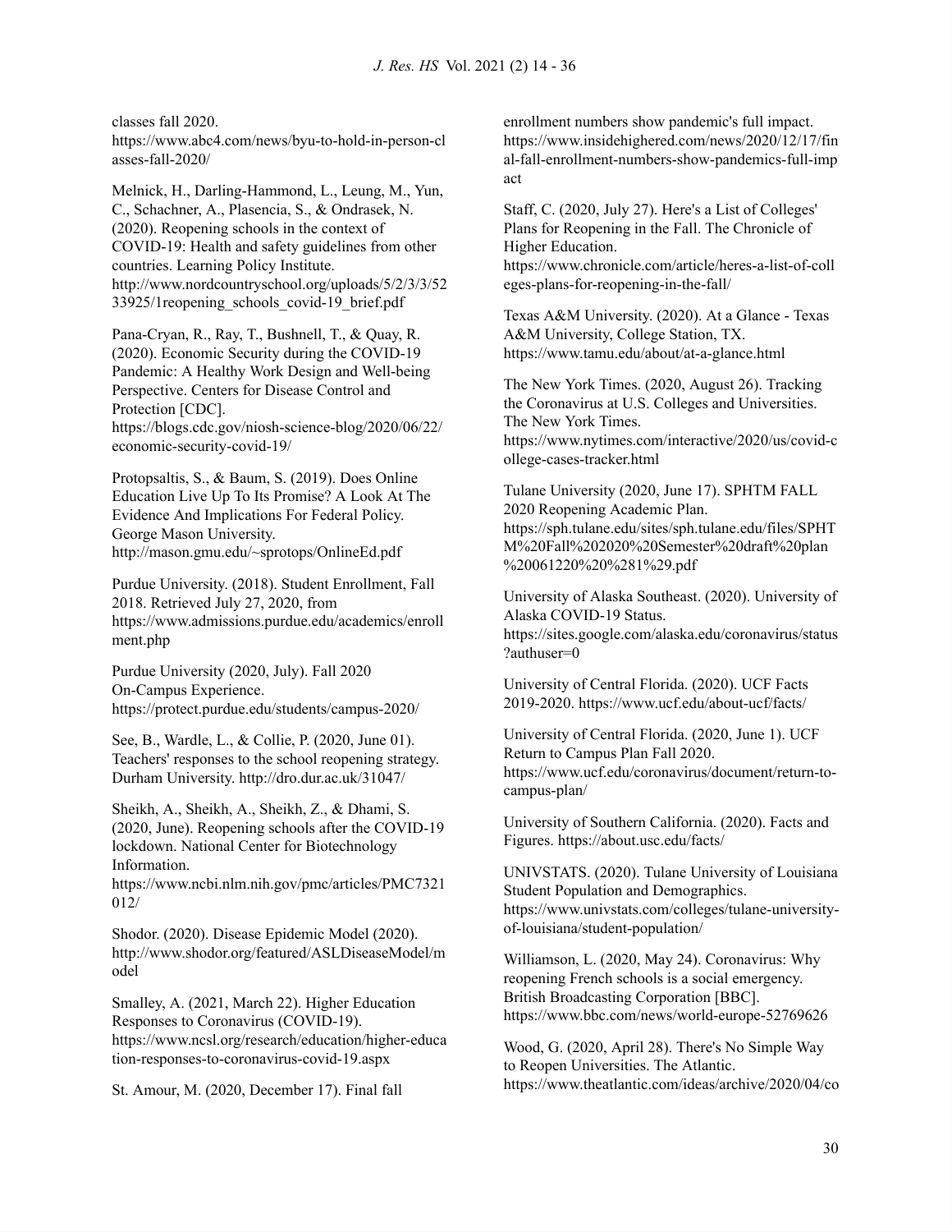classes fall 2020. https://www.abc4.com/news/byu-to-hold-in-person-classes-fall-2020/

Melnick, H., Darling-Hammond, L., Leung, M., Yun, C., Schachner, A., Plasencia, S., & Ondrasek, N. (2020). Reopening schools in the context of COVID-19: Health and safety guidelines from other countries. Learning Policy Institute. http://www.nordcountryschool.org/uploads/5/2/3/3/5233925/1reopening_schools_covid-19_brief.pdf

Pana-Cryan, R., Ray, T., Bushnell, T., & Quay, R. (2020). Economic Security during the COVID-19 Pandemic: A Healthy Work Design and Well-being Perspective. Centers for Disease Control and Protection [CDC]. https://blogs.cdc.gov/niosh-science-blog/2020/06/22/economic-security-covid-19/

Protopsaltis, S., & Baum, S. (2019). Does Online Education Live Up To Its Promise? A Look At The Evidence And Implications For Federal Policy. George Mason University. http://mason.gmu.edu/~sprotops/OnlineEd.pdf

Purdue University. (2018). Student Enrollment, Fall 2018. Retrieved July 27, 2020, from https://www.admissions.purdue.edu/academics/enrollment.php

Purdue University (2020, July). Fall 2020 On-Campus Experience. https://protect.purdue.edu/students/campus-2020/

See, B., Wardle, L., & Collie, P. (2020, June 01). Teachers' responses to the school reopening strategy. Durham University. http://dro.dur.ac.uk/31047/

Sheikh, A., Sheikh, A., Sheikh, Z., & Dhami, S. (2020, June). Reopening schools after the COVID-19 lockdown. National Center for Biotechnology Information. https://www.ncbi.nlm.nih.gov/pmc/articles/PMC7321012/

Shodor. (2020). Disease Epidemic Model (2020). http://www.shodor.org/featured/ASLDiseaseModel/model

Smalley, A. (2021, March 22). Higher Education Responses to Coronavirus (COVID-19). https://www.ncsl.org/research/education/higher-education-responses-to-coronavirus-covid-19.aspx

St. Amour, M. (2020, December 17). Final fall enrollment numbers show pandemic's full impact. https://www.insidehighered.com/news/2020/12/17/final-fall-enrollment-numbers-show-pandemics-full-impact

Staff, C. (2020, July 27). Here's a List of Colleges' Plans for Reopening in the Fall. The Chronicle of Higher Education. https://www.chronicle.com/article/heres-a-list-of-colleges-plans-for-reopening-in-the-fall/

Texas A&M University. (2020). At a Glance - Texas A&M University, College Station, TX. https://www.tamu.edu/about/at-a-glance.html

The New York Times. (2020, August 26). Tracking the Coronavirus at U.S. Colleges and Universities. The New York Times. https://www.nytimes.com/interactive/2020/us/covid-college-cases-tracker.html

Tulane University (2020, June 17). SPHTM FALL 2020 Reopening Academic Plan. https://sph.tulane.edu/sites/sph.tulane.edu/files/SPHTM%20Fall%202020%20Semester%20draft%20plan%20061220%20%281%29.pdf

University of Alaska Southeast. (2020). University of Alaska COVID-19 Status. https://sites.google.com/alaska.edu/coronavirus/status?authuser=0

University of Central Florida. (2020). UCF Facts 2019-2020. https://www.ucf.edu/about-ucf/facts/

University of Central Florida. (2020, June 1). UCF Return to Campus Plan Fall 2020. https://www.ucf.edu/coronavirus/document/return-to-campus-plan/

University of Southern California. (2020). Facts and Figures. https://about.usc.edu/facts/

UNIVSTATS. (2020). Tulane University of Louisiana Student Population and Demographics. https://www.univstats.com/colleges/tulane-university-of-louisiana/student-population/

Williamson, L. (2020, May 24). Coronavirus: Why reopening French schools is a social emergency. British Broadcasting Corporation [BBC]. https://www.bbc.com/news/world-europe-52769626

Wood, G. (2020, April 28). There's No Simple Way to Reopen Universities. The Atlantic. https://www.theatlantic.com/ideas/archive/2020/04/co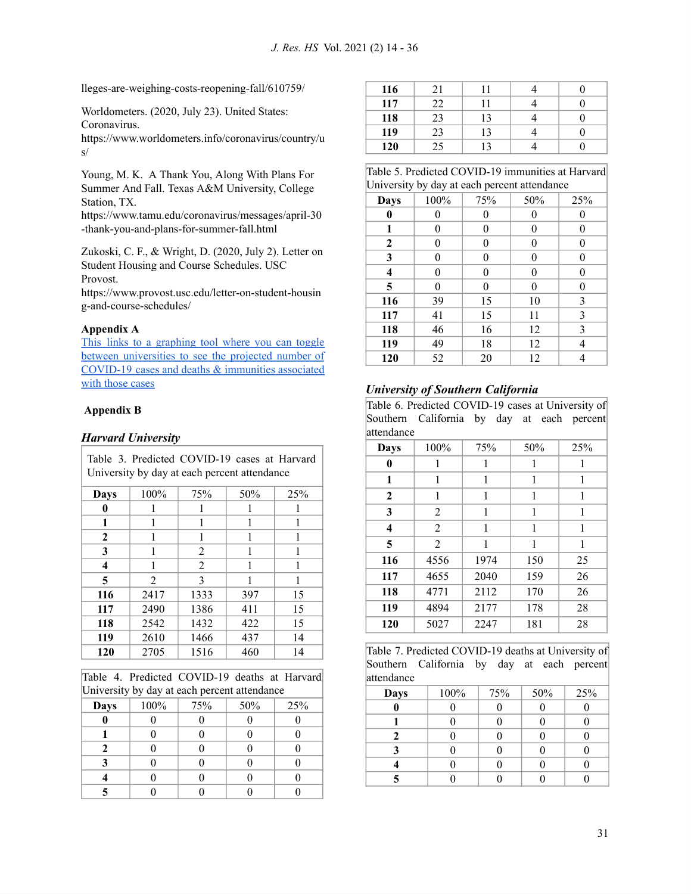lleges-are-weighing-costs-reopening-fall/610759/

Worldometers. (2020, July 23). United States: Coronavirus. https://www.worldometers.info/coronavirus/country/us/

Young, M. K. A Thank You, Along With Plans For Summer And Fall. Texas A&M University, College Station, TX. https://www.tamu.edu/coronavirus/messages/april-30-thank-you-and-plans-for-summer-fall.html

Zukoski, C. F., & Wright, D. (2020, July 2). Letter on Student Housing and Course Schedules. USC Provost. https://www.provost.usc.edu/letter-on-student-housing-and-course-schedules/

**Appendix A**

[This links to a graphing tool where you can toggle between universities to see the projected number of COVID-19 cases and deaths & immunities associated with those cases]

**Appendix B**

***Harvard University***

Table 3. Predicted COVID-19 cases at Harvard University by day at each percent attendance

| **Days** | 100% | 75% | 50% | 25% |
|---|---|---|---|---|
| **0** | 1 | 1 | 1 | 1 |
| **1** | 1 | 1 | 1 | 1 |
| **2** | 1 | 1 | 1 | 1 |
| **3** | 1 | 2 | 1 | 1 |
| **4** | 1 | 2 | 1 | 1 |
| **5** | 2 | 3 | 1 | 1 |
| **116** | 2417 | 1333 | 397 | 15 |
| **117** | 2490 | 1386 | 411 | 15 |
| **118** | 2542 | 1432 | 422 | 15 |
| **119** | 2610 | 1466 | 437 | 14 |
| **120** | 2705 | 1516 | 460 | 14 |

Table 4. Predicted COVID-19 deaths at Harvard University by day at each percent attendance

| **Days** | 100% | 75% | 50% | 25% |
|---|---|---|---|---|
| **0** | 0 | 0 | 0 | 0 |
| **1** | 0 | 0 | 0 | 0 |
| **2** | 0 | 0 | 0 | 0 |
| **3** | 0 | 0 | 0 | 0 |
| **4** | 0 | 0 | 0 | 0 |
| **5** | 0 | 0 | 0 | 0 |
| **116** | 21 | 11 | 4 | 0 |
| **117** | 22 | 11 | 4 | 0 |
| **118** | 23 | 13 | 4 | 0 |
| **119** | 23 | 13 | 4 | 0 |
| **120** | 25 | 13 | 4 | 0 |

Table 5. Predicted COVID-19 immunities at Harvard University by day at each percent attendance

| **Days** | 100% | 75% | 50% | 25% |
|---|---|---|---|---|
| **0** | 0 | 0 | 0 | 0 |
| **1** | 0 | 0 | 0 | 0 |
| **2** | 0 | 0 | 0 | 0 |
| **3** | 0 | 0 | 0 | 0 |
| **4** | 0 | 0 | 0 | 0 |
| **5** | 0 | 0 | 0 | 0 |
| **116** | 39 | 15 | 10 | 3 |
| **117** | 41 | 15 | 11 | 3 |
| **118** | 46 | 16 | 12 | 3 |
| **119** | 49 | 18 | 12 | 4 |
| **120** | 52 | 20 | 12 | 4 |

***University of Southern California***

Table 6. Predicted COVID-19 cases at University of Southern California by day at each percent attendance

| **Days** | 100% | 75% | 50% | 25% |
|---|---|---|---|---|
| **0** | 1 | 1 | 1 | 1 |
| **1** | 1 | 1 | 1 | 1 |
| **2** | 1 | 1 | 1 | 1 |
| **3** | 2 | 1 | 1 | 1 |
| **4** | 2 | 1 | 1 | 1 |
| **5** | 2 | 1 | 1 | 1 |
| **116** | 4556 | 1974 | 150 | 25 |
| **117** | 4655 | 2040 | 159 | 26 |
| **118** | 4771 | 2112 | 170 | 26 |
| **119** | 4894 | 2177 | 178 | 28 |
| **120** | 5027 | 2247 | 181 | 28 |

Table 7. Predicted COVID-19 deaths at University of Southern California by day at each percent attendance

| **Days** | 100% | 75% | 50% | 25% |
|---|---|---|---|---|
| **0** | 0 | 0 | 0 | 0 |
| **1** | 0 | 0 | 0 | 0 |
| **2** | 0 | 0 | 0 | 0 |
| **3** | 0 | 0 | 0 | 0 |
| **4** | 0 | 0 | 0 | 0 |
| **5** | 0 | 0 | 0 | 0 |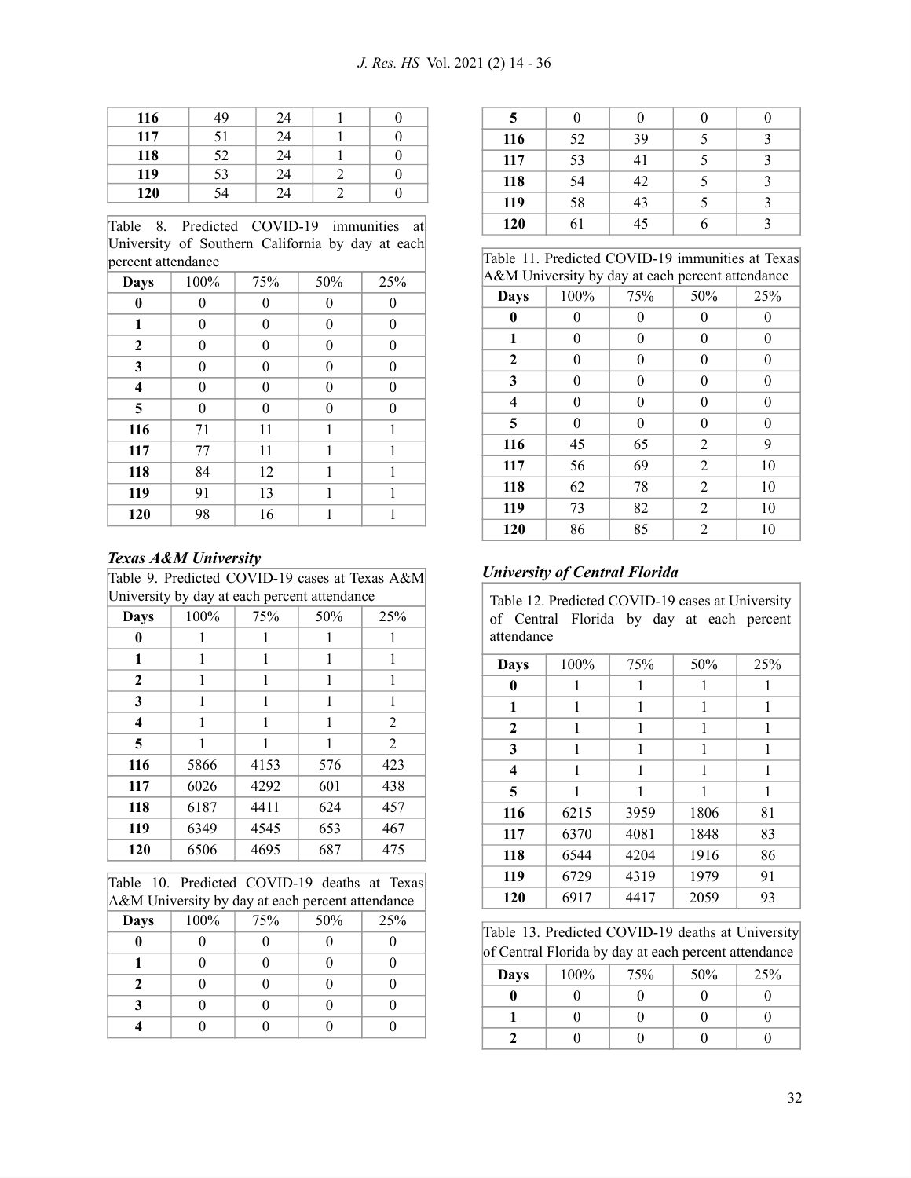| 116 | 49 | 24 | 1 | 0 |
|---|---|---|---|---|
| **117** | 51 | 24 | 1 | 0 |
| **118** | 52 | 24 | 1 | 0 |
| **119** | 53 | 24 | 2 | 0 |
| **120** | 54 | 24 | 2 | 0 |

Table 8. Predicted COVID-19 immunities at University of Southern California by day at each percent attendance

| Days | 100% | 75% | 50% | 25% |
|---|---|---|---|---|
| **0** | 0 | 0 | 0 | 0 |
| **1** | 0 | 0 | 0 | 0 |
| **2** | 0 | 0 | 0 | 0 |
| **3** | 0 | 0 | 0 | 0 |
| **4** | 0 | 0 | 0 | 0 |
| **5** | 0 | 0 | 0 | 0 |
| **116** | 71 | 11 | 1 | 1 |
| **117** | 77 | 11 | 1 | 1 |
| **118** | 84 | 12 | 1 | 1 |
| **119** | 91 | 13 | 1 | 1 |
| **120** | 98 | 16 | 1 | 1 |

### *Texas A&M University*

Table 9. Predicted COVID-19 cases at Texas A&M University by day at each percent attendance

| Days | 100% | 75% | 50% | 25% |
|---|---|---|---|---|
| **0** | 1 | 1 | 1 | 1 |
| **1** | 1 | 1 | 1 | 1 |
| **2** | 1 | 1 | 1 | 1 |
| **3** | 1 | 1 | 1 | 1 |
| **4** | 1 | 1 | 1 | 2 |
| **5** | 1 | 1 | 1 | 2 |
| **116** | 5866 | 4153 | 576 | 423 |
| **117** | 6026 | 4292 | 601 | 438 |
| **118** | 6187 | 4411 | 624 | 457 |
| **119** | 6349 | 4545 | 653 | 467 |
| **120** | 6506 | 4695 | 687 | 475 |

Table 10. Predicted COVID-19 deaths at Texas A&M University by day at each percent attendance

| Days | 100% | 75% | 50% | 25% |
|---|---|---|---|---|
| **0** | 0 | 0 | 0 | 0 |
| **1** | 0 | 0 | 0 | 0 |
| **2** | 0 | 0 | 0 | 0 |
| **3** | 0 | 0 | 0 | 0 |
| **4** | 0 | 0 | 0 | 0 |
| **5** | 0 | 0 | 0 | 0 |
| **116** | 52 | 39 | 5 | 3 |
| **117** | 53 | 41 | 5 | 3 |
| **118** | 54 | 42 | 5 | 3 |
| **119** | 58 | 43 | 5 | 3 |
| **120** | 61 | 45 | 6 | 3 |

Table 11. Predicted COVID-19 immunities at Texas A&M University by day at each percent attendance

| Days | 100% | 75% | 50% | 25% |
|---|---|---|---|---|
| **0** | 0 | 0 | 0 | 0 |
| **1** | 0 | 0 | 0 | 0 |
| **2** | 0 | 0 | 0 | 0 |
| **3** | 0 | 0 | 0 | 0 |
| **4** | 0 | 0 | 0 | 0 |
| **5** | 0 | 0 | 0 | 0 |
| **116** | 45 | 65 | 2 | 9 |
| **117** | 56 | 69 | 2 | 10 |
| **118** | 62 | 78 | 2 | 10 |
| **119** | 73 | 82 | 2 | 10 |
| **120** | 86 | 85 | 2 | 10 |

### *University of Central Florida*

Table 12. Predicted COVID-19 cases at University of Central Florida by day at each percent attendance

| Days | 100% | 75% | 50% | 25% |
|---|---|---|---|---|
| **0** | 1 | 1 | 1 | 1 |
| **1** | 1 | 1 | 1 | 1 |
| **2** | 1 | 1 | 1 | 1 |
| **3** | 1 | 1 | 1 | 1 |
| **4** | 1 | 1 | 1 | 1 |
| **5** | 1 | 1 | 1 | 1 |
| **116** | 6215 | 3959 | 1806 | 81 |
| **117** | 6370 | 4081 | 1848 | 83 |
| **118** | 6544 | 4204 | 1916 | 86 |
| **119** | 6729 | 4319 | 1979 | 91 |
| **120** | 6917 | 4417 | 2059 | 93 |

Table 13. Predicted COVID-19 deaths at University of Central Florida by day at each percent attendance

| Days | 100% | 75% | 50% | 25% |
|---|---|---|---|---|
| **0** | 0 | 0 | 0 | 0 |
| **1** | 0 | 0 | 0 | 0 |
| **2** | 0 | 0 | 0 | 0 |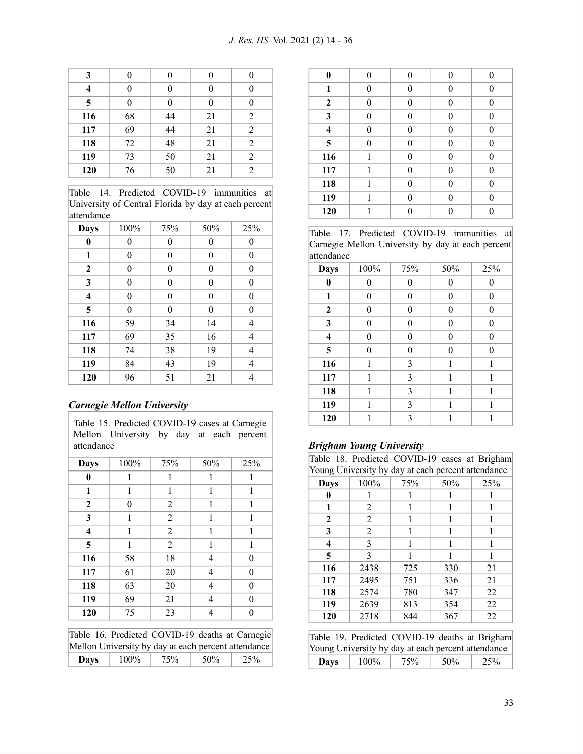| | | | | |
|---|---|---|---|---|
| **3** | 0 | 0 | 0 | 0 |
| **4** | 0 | 0 | 0 | 0 |
| **5** | 0 | 0 | 0 | 0 |
| **116** | 68 | 44 | 21 | 2 |
| **117** | 69 | 44 | 21 | 2 |
| **118** | 72 | 48 | 21 | 2 |
| **119** | 73 | 50 | 21 | 2 |
| **120** | 76 | 50 | 21 | 2 |

Table 14. Predicted COVID-19 immunities at University of Central Florida by day at each percent attendance

| Days | 100% | 75% | 50% | 25% |
|---|---|---|---|---|
| **0** | 0 | 0 | 0 | 0 |
| **1** | 0 | 0 | 0 | 0 |
| **2** | 0 | 0 | 0 | 0 |
| **3** | 0 | 0 | 0 | 0 |
| **4** | 0 | 0 | 0 | 0 |
| **5** | 0 | 0 | 0 | 0 |
| **116** | 59 | 34 | 14 | 4 |
| **117** | 69 | 35 | 16 | 4 |
| **118** | 74 | 38 | 19 | 4 |
| **119** | 84 | 43 | 19 | 4 |
| **120** | 96 | 51 | 21 | 4 |

### *Carnegie Mellon University*

Table 15. Predicted COVID-19 cases at Carnegie Mellon University by day at each percent attendance

| Days | 100% | 75% | 50% | 25% |
|---|---|---|---|---|
| **0** | 1 | 1 | 1 | 1 |
| **1** | 1 | 1 | 1 | 1 |
| **2** | 0 | 2 | 1 | 1 |
| **3** | 1 | 2 | 1 | 1 |
| **4** | 1 | 2 | 1 | 1 |
| **5** | 1 | 2 | 1 | 1 |
| **116** | 58 | 18 | 4 | 0 |
| **117** | 61 | 20 | 4 | 0 |
| **118** | 63 | 20 | 4 | 0 |
| **119** | 69 | 21 | 4 | 0 |
| **120** | 75 | 23 | 4 | 0 |

Table 16. Predicted COVID-19 deaths at Carnegie Mellon University by day at each percent attendance

| Days | 100% | 75% | 50% | 25% |
|---|---|---|---|---|
| **0** | 0 | 0 | 0 | 0 |
| **1** | 0 | 0 | 0 | 0 |
| **2** | 0 | 0 | 0 | 0 |
| **3** | 0 | 0 | 0 | 0 |
| **4** | 0 | 0 | 0 | 0 |
| **5** | 0 | 0 | 0 | 0 |
| **116** | 1 | 0 | 0 | 0 |
| **117** | 1 | 0 | 0 | 0 |
| **118** | 1 | 0 | 0 | 0 |
| **119** | 1 | 0 | 0 | 0 |
| **120** | 1 | 0 | 0 | 0 |

Table 17. Predicted COVID-19 immunities at Carnegie Mellon University by day at each percent attendance

| Days | 100% | 75% | 50% | 25% |
|---|---|---|---|---|
| **0** | 0 | 0 | 0 | 0 |
| **1** | 0 | 0 | 0 | 0 |
| **2** | 0 | 0 | 0 | 0 |
| **3** | 0 | 0 | 0 | 0 |
| **4** | 0 | 0 | 0 | 0 |
| **5** | 0 | 0 | 0 | 0 |
| **116** | 1 | 3 | 1 | 1 |
| **117** | 1 | 3 | 1 | 1 |
| **118** | 1 | 3 | 1 | 1 |
| **119** | 1 | 3 | 1 | 1 |
| **120** | 1 | 3 | 1 | 1 |

### *Brigham Young University*

Table 18. Predicted COVID-19 cases at Brigham Young University by day at each percent attendance

| Days | 100% | 75% | 50% | 25% |
|---|---|---|---|---|
| **0** | 1 | 1 | 1 | 1 |
| **1** | 2 | 1 | 1 | 1 |
| **2** | 2 | 1 | 1 | 1 |
| **3** | 2 | 1 | 1 | 1 |
| **4** | 3 | 1 | 1 | 1 |
| **5** | 3 | 1 | 1 | 1 |
| **116** | 2438 | 725 | 330 | 21 |
| **117** | 2495 | 751 | 336 | 21 |
| **118** | 2574 | 780 | 347 | 22 |
| **119** | 2639 | 813 | 354 | 22 |
| **120** | 2718 | 844 | 367 | 22 |

Table 19. Predicted COVID-19 deaths at Brigham Young University by day at each percent attendance

| Days | 100% | 75% | 50% | 25% |
|---|---|---|---|---|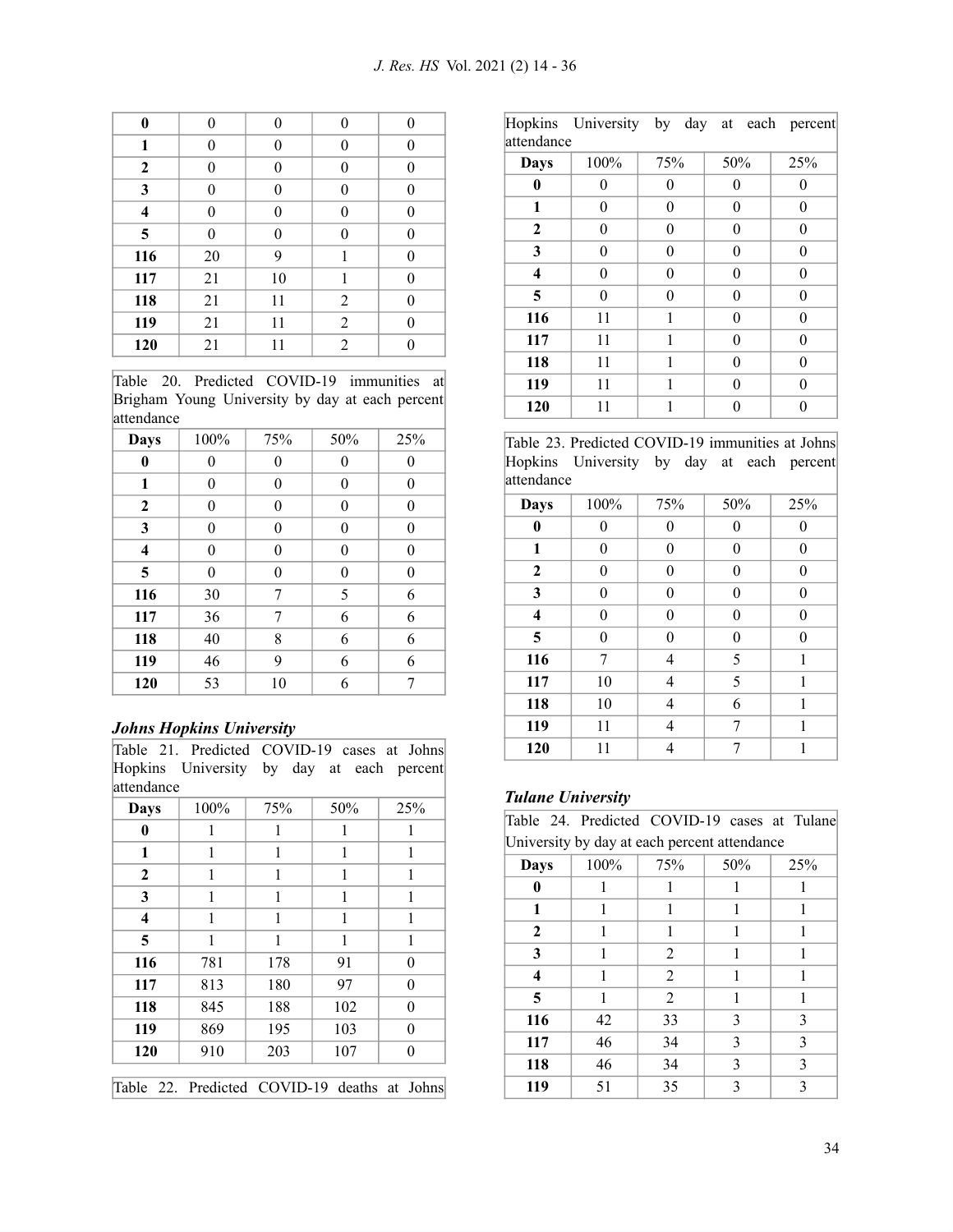| | | | | |
|---|---|---|---|---|
| **0** | 0 | 0 | 0 | 0 |
| **1** | 0 | 0 | 0 | 0 |
| **2** | 0 | 0 | 0 | 0 |
| **3** | 0 | 0 | 0 | 0 |
| **4** | 0 | 0 | 0 | 0 |
| **5** | 0 | 0 | 0 | 0 |
| **116** | 20 | 9 | 1 | 0 |
| **117** | 21 | 10 | 1 | 0 |
| **118** | 21 | 11 | 2 | 0 |
| **119** | 21 | 11 | 2 | 0 |
| **120** | 21 | 11 | 2 | 0 |

Table 20. Predicted COVID-19 immunities at Brigham Young University by day at each percent attendance

| Days | 100% | 75% | 50% | 25% |
|---|---|---|---|---|
| **0** | 0 | 0 | 0 | 0 |
| **1** | 0 | 0 | 0 | 0 |
| **2** | 0 | 0 | 0 | 0 |
| **3** | 0 | 0 | 0 | 0 |
| **4** | 0 | 0 | 0 | 0 |
| **5** | 0 | 0 | 0 | 0 |
| **116** | 30 | 7 | 5 | 6 |
| **117** | 36 | 7 | 6 | 6 |
| **118** | 40 | 8 | 6 | 6 |
| **119** | 46 | 9 | 6 | 6 |
| **120** | 53 | 10 | 6 | 7 |

### *Johns Hopkins University*

Table 21. Predicted COVID-19 cases at Johns Hopkins University by day at each percent attendance

| Days | 100% | 75% | 50% | 25% |
|---|---|---|---|---|
| **0** | 1 | 1 | 1 | 1 |
| **1** | 1 | 1 | 1 | 1 |
| **2** | 1 | 1 | 1 | 1 |
| **3** | 1 | 1 | 1 | 1 |
| **4** | 1 | 1 | 1 | 1 |
| **5** | 1 | 1 | 1 | 1 |
| **116** | 781 | 178 | 91 | 0 |
| **117** | 813 | 180 | 97 | 0 |
| **118** | 845 | 188 | 102 | 0 |
| **119** | 869 | 195 | 103 | 0 |
| **120** | 910 | 203 | 107 | 0 |

Table 22. Predicted COVID-19 deaths at Johns Hopkins University by day at each percent attendance

| Days | 100% | 75% | 50% | 25% |
|---|---|---|---|---|
| **0** | 0 | 0 | 0 | 0 |
| **1** | 0 | 0 | 0 | 0 |
| **2** | 0 | 0 | 0 | 0 |
| **3** | 0 | 0 | 0 | 0 |
| **4** | 0 | 0 | 0 | 0 |
| **5** | 0 | 0 | 0 | 0 |
| **116** | 11 | 1 | 0 | 0 |
| **117** | 11 | 1 | 0 | 0 |
| **118** | 11 | 1 | 0 | 0 |
| **119** | 11 | 1 | 0 | 0 |
| **120** | 11 | 1 | 0 | 0 |

Table 23. Predicted COVID-19 immunities at Johns Hopkins University by day at each percent attendance

| Days | 100% | 75% | 50% | 25% |
|---|---|---|---|---|
| **0** | 0 | 0 | 0 | 0 |
| **1** | 0 | 0 | 0 | 0 |
| **2** | 0 | 0 | 0 | 0 |
| **3** | 0 | 0 | 0 | 0 |
| **4** | 0 | 0 | 0 | 0 |
| **5** | 0 | 0 | 0 | 0 |
| **116** | 7 | 4 | 5 | 1 |
| **117** | 10 | 4 | 5 | 1 |
| **118** | 10 | 4 | 6 | 1 |
| **119** | 11 | 4 | 7 | 1 |
| **120** | 11 | 4 | 7 | 1 |

### *Tulane University*

Table 24. Predicted COVID-19 cases at Tulane University by day at each percent attendance

| Days | 100% | 75% | 50% | 25% |
|---|---|---|---|---|
| **0** | 1 | 1 | 1 | 1 |
| **1** | 1 | 1 | 1 | 1 |
| **2** | 1 | 1 | 1 | 1 |
| **3** | 1 | 2 | 1 | 1 |
| **4** | 1 | 2 | 1 | 1 |
| **5** | 1 | 2 | 1 | 1 |
| **116** | 42 | 33 | 3 | 3 |
| **117** | 46 | 34 | 3 | 3 |
| **118** | 46 | 34 | 3 | 3 |
| **119** | 51 | 35 | 3 | 3 |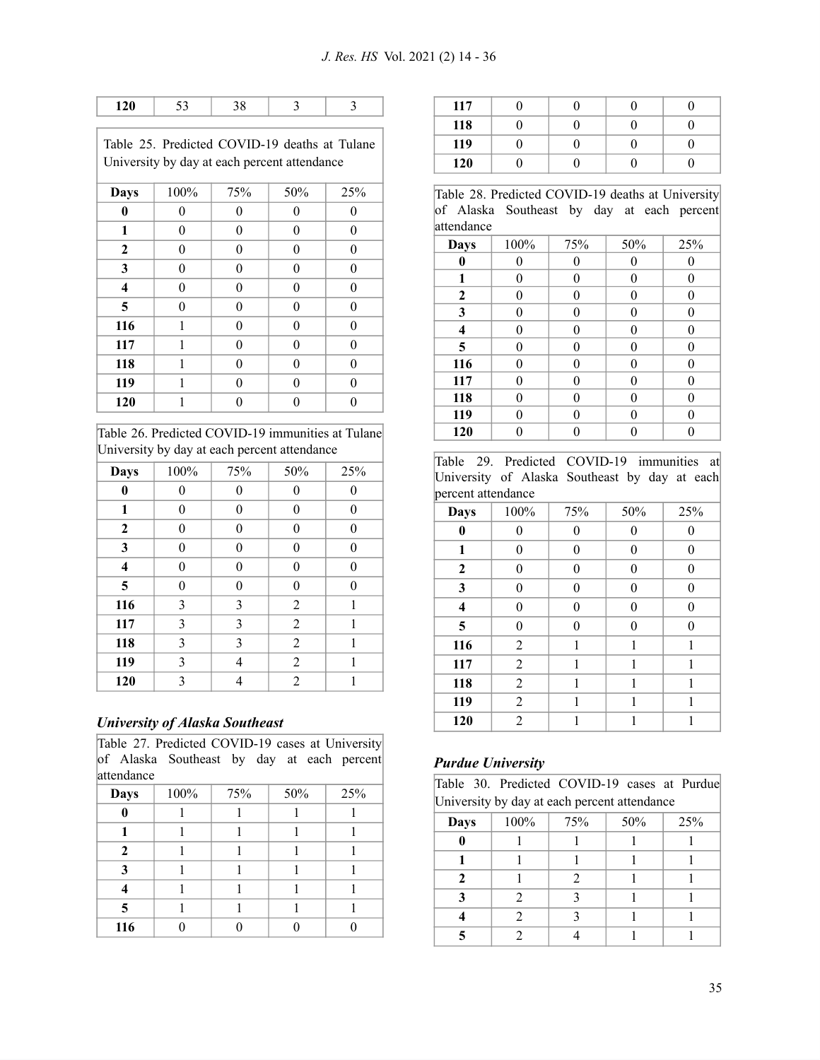| 120 | 53 | 38 | 3 | 3 |
|---|---|---|---|---|

Table 25. Predicted COVID-19 deaths at Tulane University by day at each percent attendance

| Days | 100% | 75% | 50% | 25% |
|---|---|---|---|---|
| **0** | 0 | 0 | 0 | 0 |
| **1** | 0 | 0 | 0 | 0 |
| **2** | 0 | 0 | 0 | 0 |
| **3** | 0 | 0 | 0 | 0 |
| **4** | 0 | 0 | 0 | 0 |
| **5** | 0 | 0 | 0 | 0 |
| **116** | 1 | 0 | 0 | 0 |
| **117** | 1 | 0 | 0 | 0 |
| **118** | 1 | 0 | 0 | 0 |
| **119** | 1 | 0 | 0 | 0 |
| **120** | 1 | 0 | 0 | 0 |

Table 26. Predicted COVID-19 immunities at Tulane University by day at each percent attendance

| Days | 100% | 75% | 50% | 25% |
|---|---|---|---|---|
| **0** | 0 | 0 | 0 | 0 |
| **1** | 0 | 0 | 0 | 0 |
| **2** | 0 | 0 | 0 | 0 |
| **3** | 0 | 0 | 0 | 0 |
| **4** | 0 | 0 | 0 | 0 |
| **5** | 0 | 0 | 0 | 0 |
| **116** | 3 | 3 | 2 | 1 |
| **117** | 3 | 3 | 2 | 1 |
| **118** | 3 | 3 | 2 | 1 |
| **119** | 3 | 4 | 2 | 1 |
| **120** | 3 | 4 | 2 | 1 |

### *University of Alaska Southeast*

Table 27. Predicted COVID-19 cases at University of Alaska Southeast by day at each percent attendance

| Days | 100% | 75% | 50% | 25% |
|---|---|---|---|---|
| **0** | 1 | 1 | 1 | 1 |
| **1** | 1 | 1 | 1 | 1 |
| **2** | 1 | 1 | 1 | 1 |
| **3** | 1 | 1 | 1 | 1 |
| **4** | 1 | 1 | 1 | 1 |
| **5** | 1 | 1 | 1 | 1 |
| **116** | 0 | 0 | 0 | 0 |
| **117** | 0 | 0 | 0 | 0 |
| **118** | 0 | 0 | 0 | 0 |
| **119** | 0 | 0 | 0 | 0 |
| **120** | 0 | 0 | 0 | 0 |

Table 28. Predicted COVID-19 deaths at University of Alaska Southeast by day at each percent attendance

| Days | 100% | 75% | 50% | 25% |
|---|---|---|---|---|
| **0** | 0 | 0 | 0 | 0 |
| **1** | 0 | 0 | 0 | 0 |
| **2** | 0 | 0 | 0 | 0 |
| **3** | 0 | 0 | 0 | 0 |
| **4** | 0 | 0 | 0 | 0 |
| **5** | 0 | 0 | 0 | 0 |
| **116** | 0 | 0 | 0 | 0 |
| **117** | 0 | 0 | 0 | 0 |
| **118** | 0 | 0 | 0 | 0 |
| **119** | 0 | 0 | 0 | 0 |
| **120** | 0 | 0 | 0 | 0 |

Table 29. Predicted COVID-19 immunities at University of Alaska Southeast by day at each percent attendance

| Days | 100% | 75% | 50% | 25% |
|---|---|---|---|---|
| **0** | 0 | 0 | 0 | 0 |
| **1** | 0 | 0 | 0 | 0 |
| **2** | 0 | 0 | 0 | 0 |
| **3** | 0 | 0 | 0 | 0 |
| **4** | 0 | 0 | 0 | 0 |
| **5** | 0 | 0 | 0 | 0 |
| **116** | 2 | 1 | 1 | 1 |
| **117** | 2 | 1 | 1 | 1 |
| **118** | 2 | 1 | 1 | 1 |
| **119** | 2 | 1 | 1 | 1 |
| **120** | 2 | 1 | 1 | 1 |

### *Purdue University*

Table 30. Predicted COVID-19 cases at Purdue University by day at each percent attendance

| Days | 100% | 75% | 50% | 25% |
|---|---|---|---|---|
| **0** | 1 | 1 | 1 | 1 |
| **1** | 1 | 1 | 1 | 1 |
| **2** | 1 | 2 | 1 | 1 |
| **3** | 2 | 3 | 1 | 1 |
| **4** | 2 | 3 | 1 | 1 |
| **5** | 2 | 4 | 1 | 1 |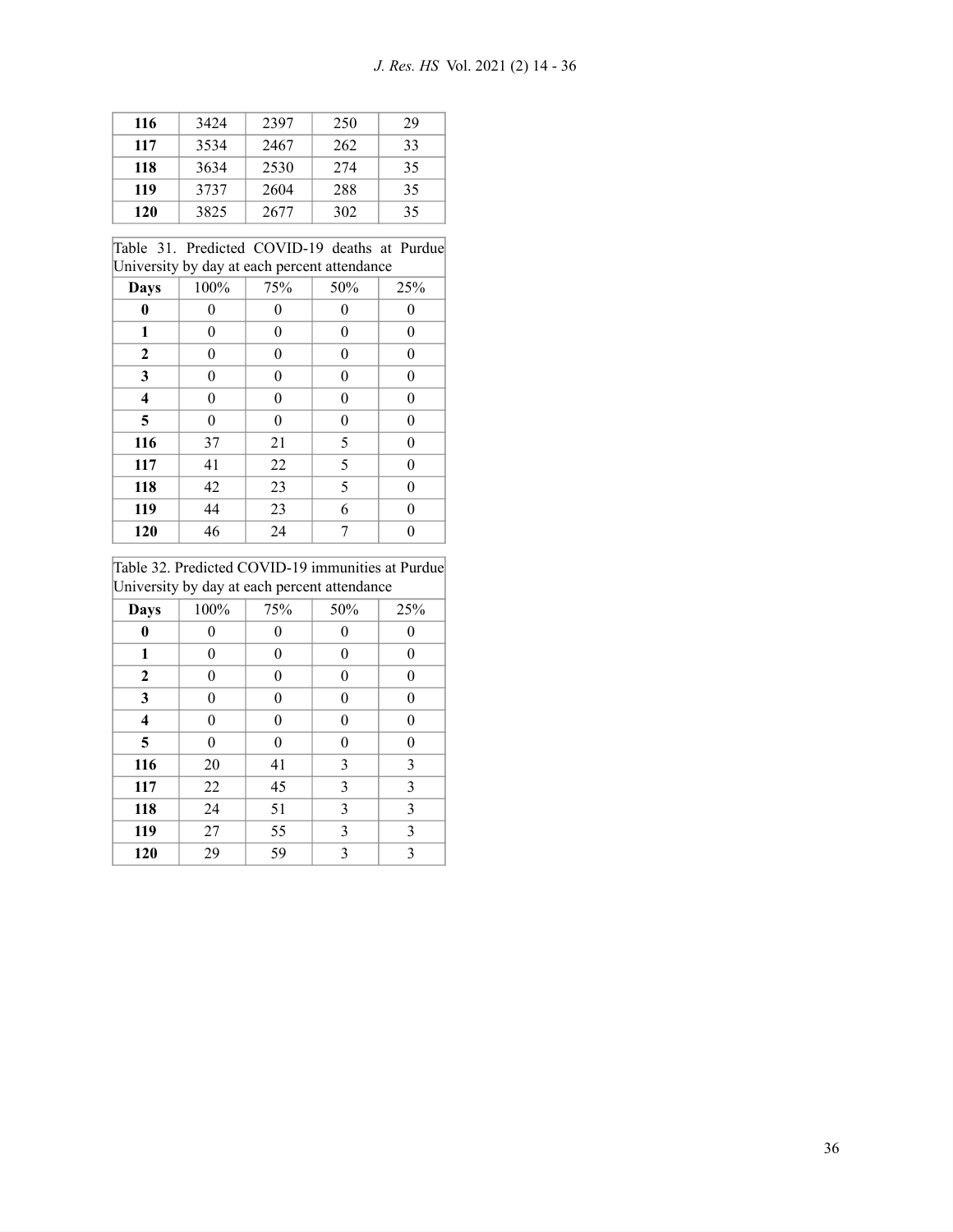| | | | | |
|---|---|---|---|---|
| **116** | 3424 | 2397 | 250 | 29 |
| **117** | 3534 | 2467 | 262 | 33 |
| **118** | 3634 | 2530 | 274 | 35 |
| **119** | 3737 | 2604 | 288 | 35 |
| **120** | 3825 | 2677 | 302 | 35 |

Table 31. Predicted COVID-19 deaths at Purdue University by day at each percent attendance

| Days | 100% | 75% | 50% | 25% |
|---|---|---|---|---|
| **0** | 0 | 0 | 0 | 0 |
| **1** | 0 | 0 | 0 | 0 |
| **2** | 0 | 0 | 0 | 0 |
| **3** | 0 | 0 | 0 | 0 |
| **4** | 0 | 0 | 0 | 0 |
| **5** | 0 | 0 | 0 | 0 |
| **116** | 37 | 21 | 5 | 0 |
| **117** | 41 | 22 | 5 | 0 |
| **118** | 42 | 23 | 5 | 0 |
| **119** | 44 | 23 | 6 | 0 |
| **120** | 46 | 24 | 7 | 0 |

Table 32. Predicted COVID-19 immunities at Purdue University by day at each percent attendance

| Days | 100% | 75% | 50% | 25% |
|---|---|---|---|---|
| **0** | 0 | 0 | 0 | 0 |
| **1** | 0 | 0 | 0 | 0 |
| **2** | 0 | 0 | 0 | 0 |
| **3** | 0 | 0 | 0 | 0 |
| **4** | 0 | 0 | 0 | 0 |
| **5** | 0 | 0 | 0 | 0 |
| **116** | 20 | 41 | 3 | 3 |
| **117** | 22 | 45 | 3 | 3 |
| **118** | 24 | 51 | 3 | 3 |
| **119** | 27 | 55 | 3 | 3 |
| **120** | 29 | 59 | 3 | 3 |